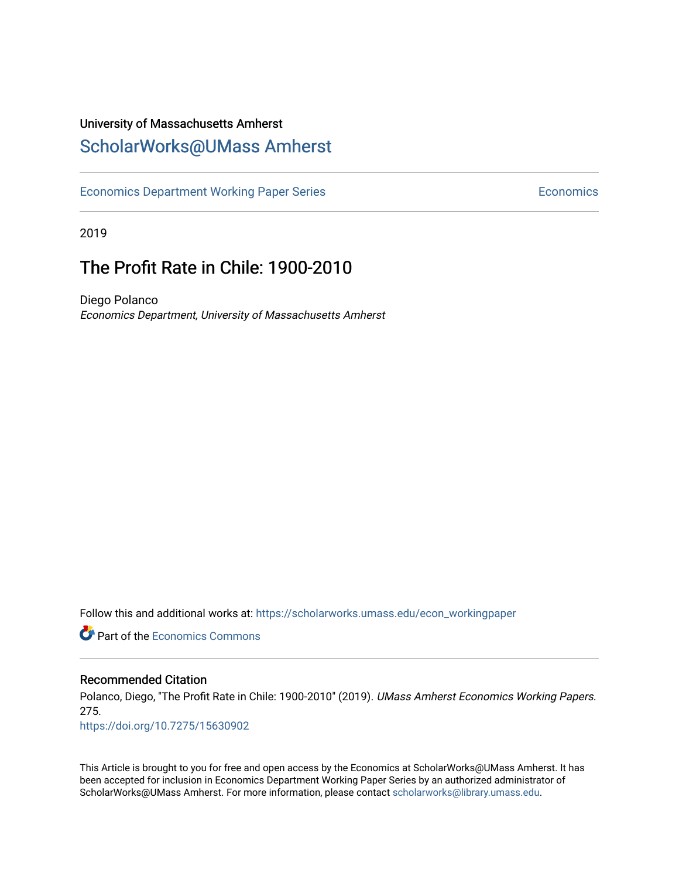University of Massachusetts Amherst

# ScholarWorks@UMass Amherst

Economics Department Working Paper Series — Economics

2019

## The Profit Rate in Chile: 1900-2010

Diego Polanco

*Economics Department, University of Massachusetts Amherst*

Follow this and additional works at: https://scholarworks.umass.edu/econ_workingpaper

Part of the Economics Commons

### Recommended Citation

Polanco, Diego, "The Profit Rate in Chile: 1900-2010" (2019). *UMass Amherst Economics Working Papers*. 275.

https://doi.org/10.7275/15630902

This Article is brought to you for free and open access by the Economics at ScholarWorks@UMass Amherst. It has been accepted for inclusion in Economics Department Working Paper Series by an authorized administrator of ScholarWorks@UMass Amherst. For more information, please contact scholarworks@library.umass.edu.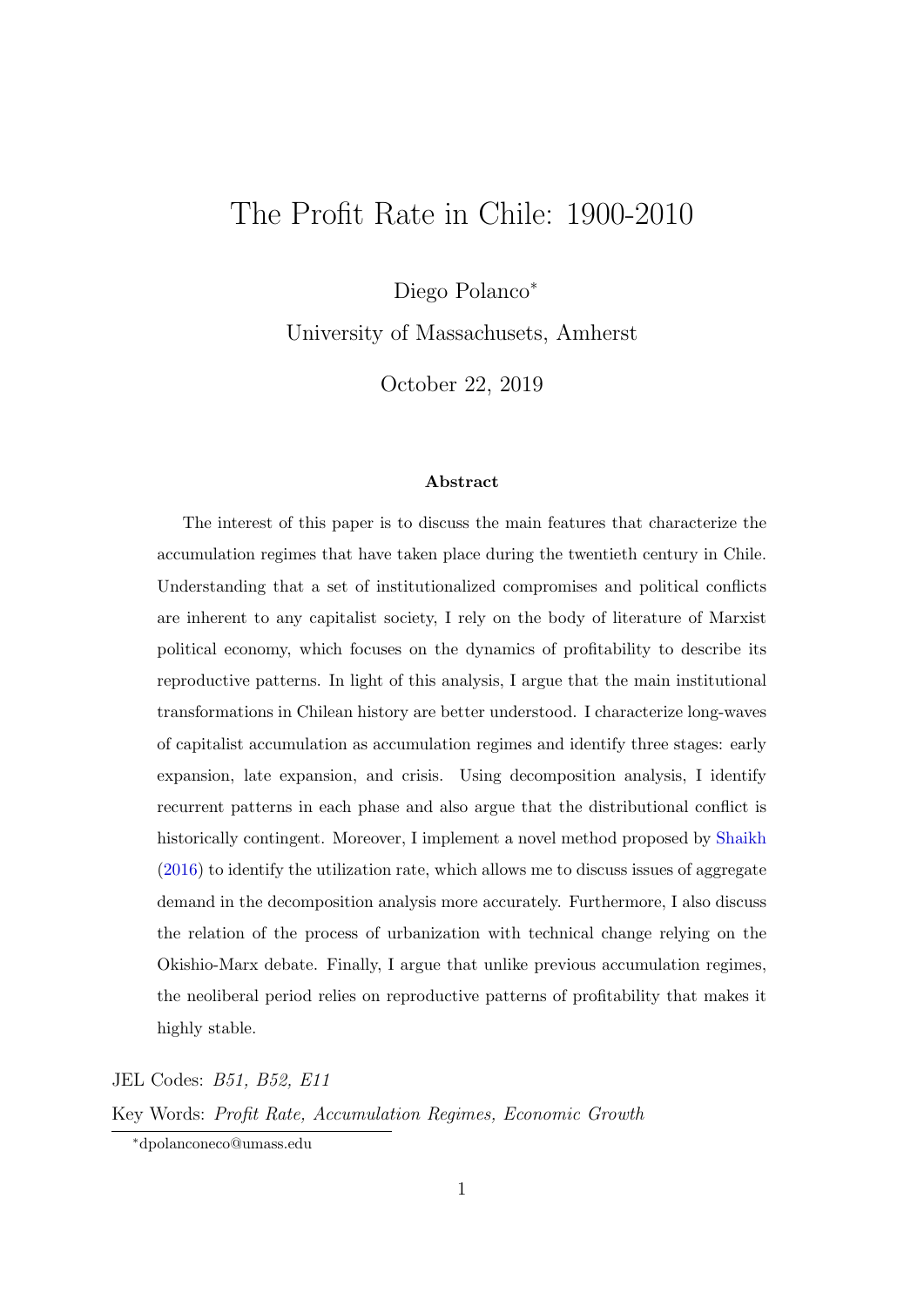# The Profit Rate in Chile: 1900-2010

Diego Polanco*

University of Massachusets, Amherst

October 22, 2019

**Abstract**

The interest of this paper is to discuss the main features that characterize the accumulation regimes that have taken place during the twentieth century in Chile. Understanding that a set of institutionalized compromises and political conflicts are inherent to any capitalist society, I rely on the body of literature of Marxist political economy, which focuses on the dynamics of profitability to describe its reproductive patterns. In light of this analysis, I argue that the main institutional transformations in Chilean history are better understood. I characterize long-waves of capitalist accumulation as accumulation regimes and identify three stages: early expansion, late expansion, and crisis. Using decomposition analysis, I identify recurrent patterns in each phase and also argue that the distributional conflict is historically contingent. Moreover, I implement a novel method proposed by Shaikh (2016) to identify the utilization rate, which allows me to discuss issues of aggregate demand in the decomposition analysis more accurately. Furthermore, I also discuss the relation of the process of urbanization with technical change relying on the Okishio-Marx debate. Finally, I argue that unlike previous accumulation regimes, the neoliberal period relies on reproductive patterns of profitability that makes it highly stable.

JEL Codes: *B51, B52, E11*

Key Words: *Profit Rate, Accumulation Regimes, Economic Growth*

*dpolanconeco@umass.edu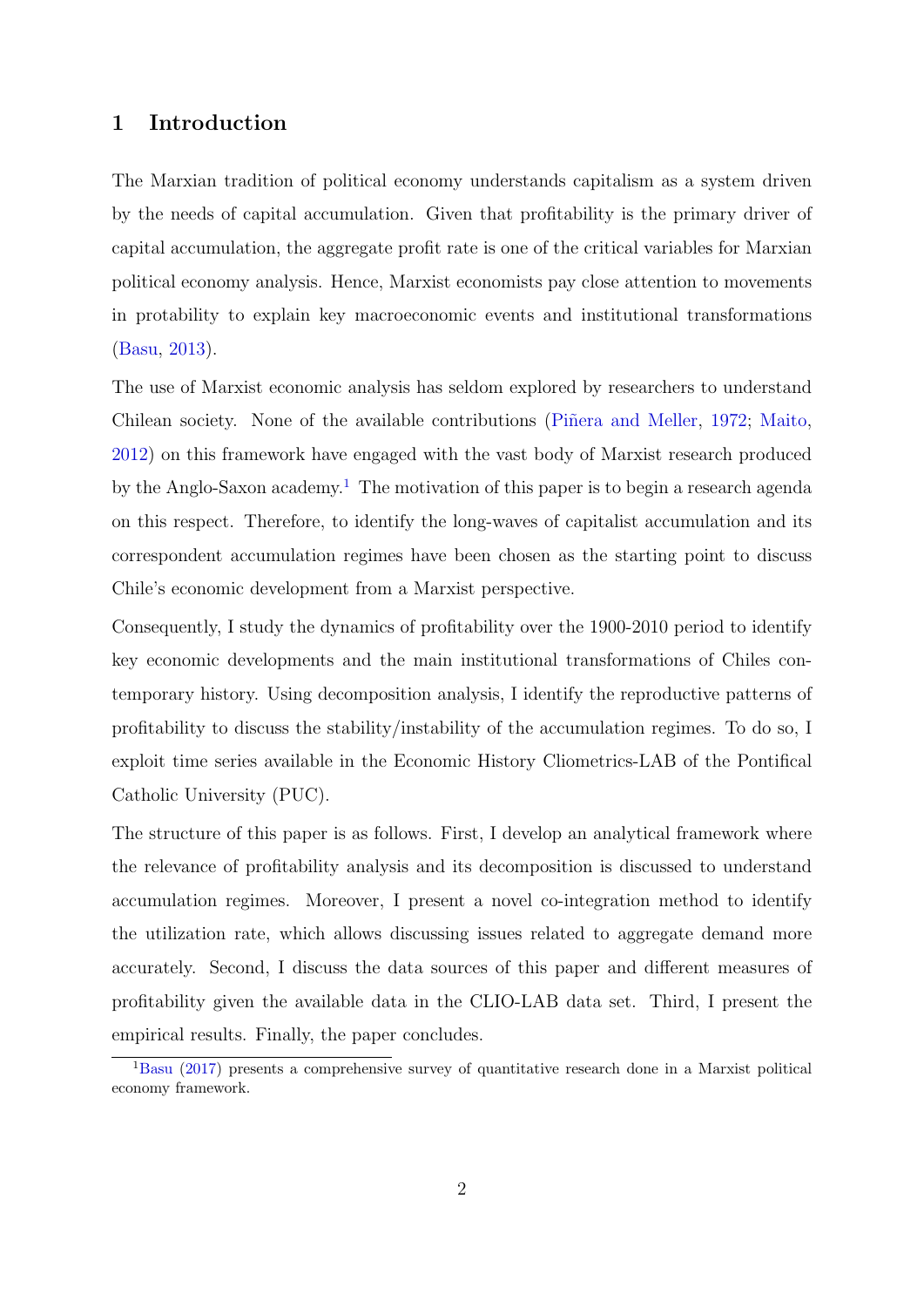# 1 Introduction

The Marxian tradition of political economy understands capitalism as a system driven by the needs of capital accumulation. Given that profitability is the primary driver of capital accumulation, the aggregate profit rate is one of the critical variables for Marxian political economy analysis. Hence, Marxist economists pay close attention to movements in protability to explain key macroeconomic events and institutional transformations (Basu, 2013).

The use of Marxist economic analysis has seldom explored by researchers to understand Chilean society. None of the available contributions (Piñera and Meller, 1972; Maito, 2012) on this framework have engaged with the vast body of Marxist research produced by the Anglo-Saxon academy.[1] The motivation of this paper is to begin a research agenda on this respect. Therefore, to identify the long-waves of capitalist accumulation and its correspondent accumulation regimes have been chosen as the starting point to discuss Chile's economic development from a Marxist perspective.

Consequently, I study the dynamics of profitability over the 1900-2010 period to identify key economic developments and the main institutional transformations of Chiles contemporary history. Using decomposition analysis, I identify the reproductive patterns of profitability to discuss the stability/instability of the accumulation regimes. To do so, I exploit time series available in the Economic History Cliometrics-LAB of the Pontifical Catholic University (PUC).

The structure of this paper is as follows. First, I develop an analytical framework where the relevance of profitability analysis and its decomposition is discussed to understand accumulation regimes. Moreover, I present a novel co-integration method to identify the utilization rate, which allows discussing issues related to aggregate demand more accurately. Second, I discuss the data sources of this paper and different measures of profitability given the available data in the CLIO-LAB data set. Third, I present the empirical results. Finally, the paper concludes.

[1] Basu (2017) presents a comprehensive survey of quantitative research done in a Marxist political economy framework.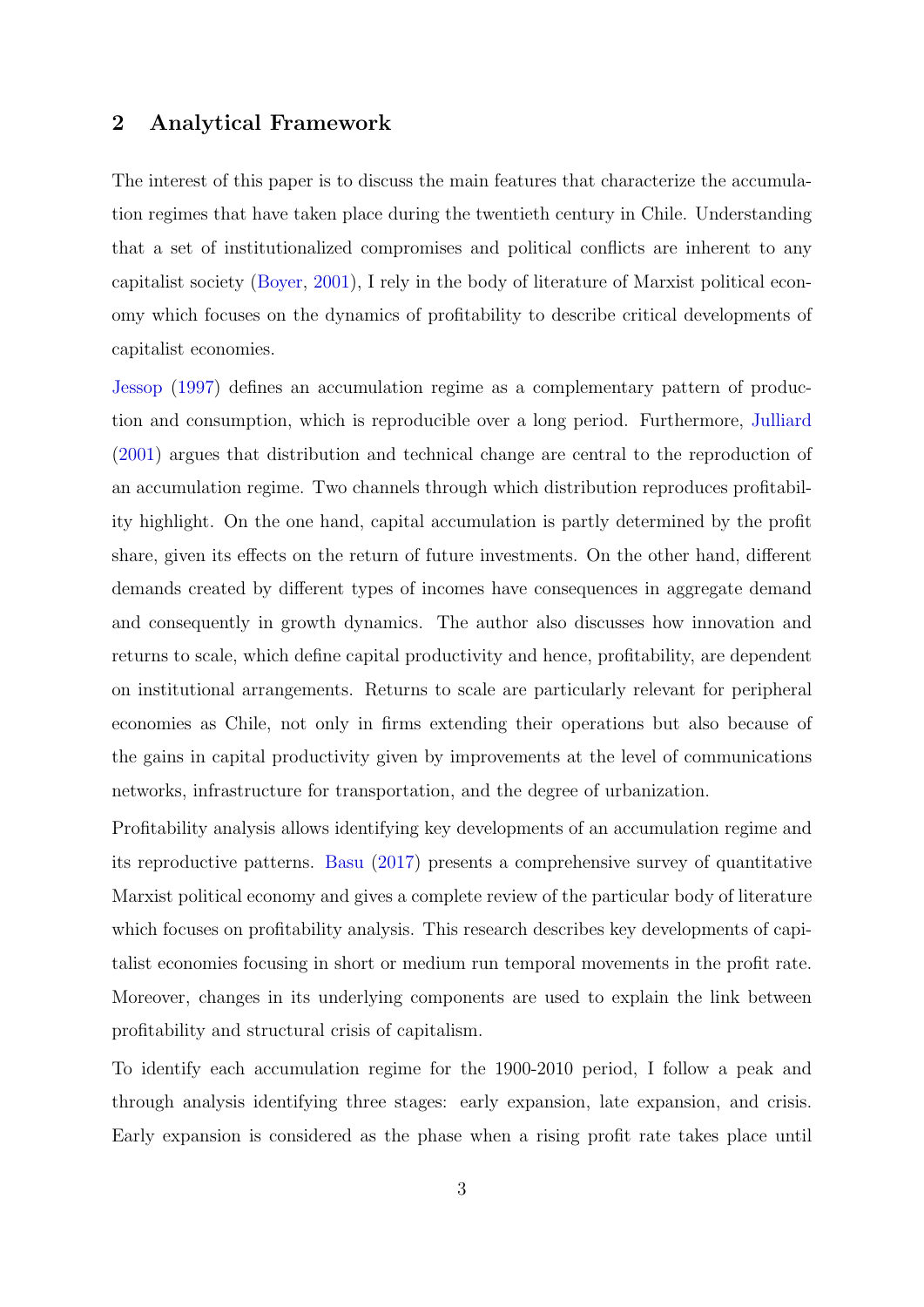## 2 Analytical Framework

The interest of this paper is to discuss the main features that characterize the accumulation regimes that have taken place during the twentieth century in Chile. Understanding that a set of institutionalized compromises and political conflicts are inherent to any capitalist society (Boyer, 2001), I rely in the body of literature of Marxist political economy which focuses on the dynamics of profitability to describe critical developments of capitalist economies.

Jessop (1997) defines an accumulation regime as a complementary pattern of production and consumption, which is reproducible over a long period. Furthermore, Julliard (2001) argues that distribution and technical change are central to the reproduction of an accumulation regime. Two channels through which distribution reproduces profitability highlight. On the one hand, capital accumulation is partly determined by the profit share, given its effects on the return of future investments. On the other hand, different demands created by different types of incomes have consequences in aggregate demand and consequently in growth dynamics. The author also discusses how innovation and returns to scale, which define capital productivity and hence, profitability, are dependent on institutional arrangements. Returns to scale are particularly relevant for peripheral economies as Chile, not only in firms extending their operations but also because of the gains in capital productivity given by improvements at the level of communications networks, infrastructure for transportation, and the degree of urbanization.

Profitability analysis allows identifying key developments of an accumulation regime and its reproductive patterns. Basu (2017) presents a comprehensive survey of quantitative Marxist political economy and gives a complete review of the particular body of literature which focuses on profitability analysis. This research describes key developments of capitalist economies focusing in short or medium run temporal movements in the profit rate. Moreover, changes in its underlying components are used to explain the link between profitability and structural crisis of capitalism.

To identify each accumulation regime for the 1900-2010 period, I follow a peak and through analysis identifying three stages: early expansion, late expansion, and crisis. Early expansion is considered as the phase when a rising profit rate takes place until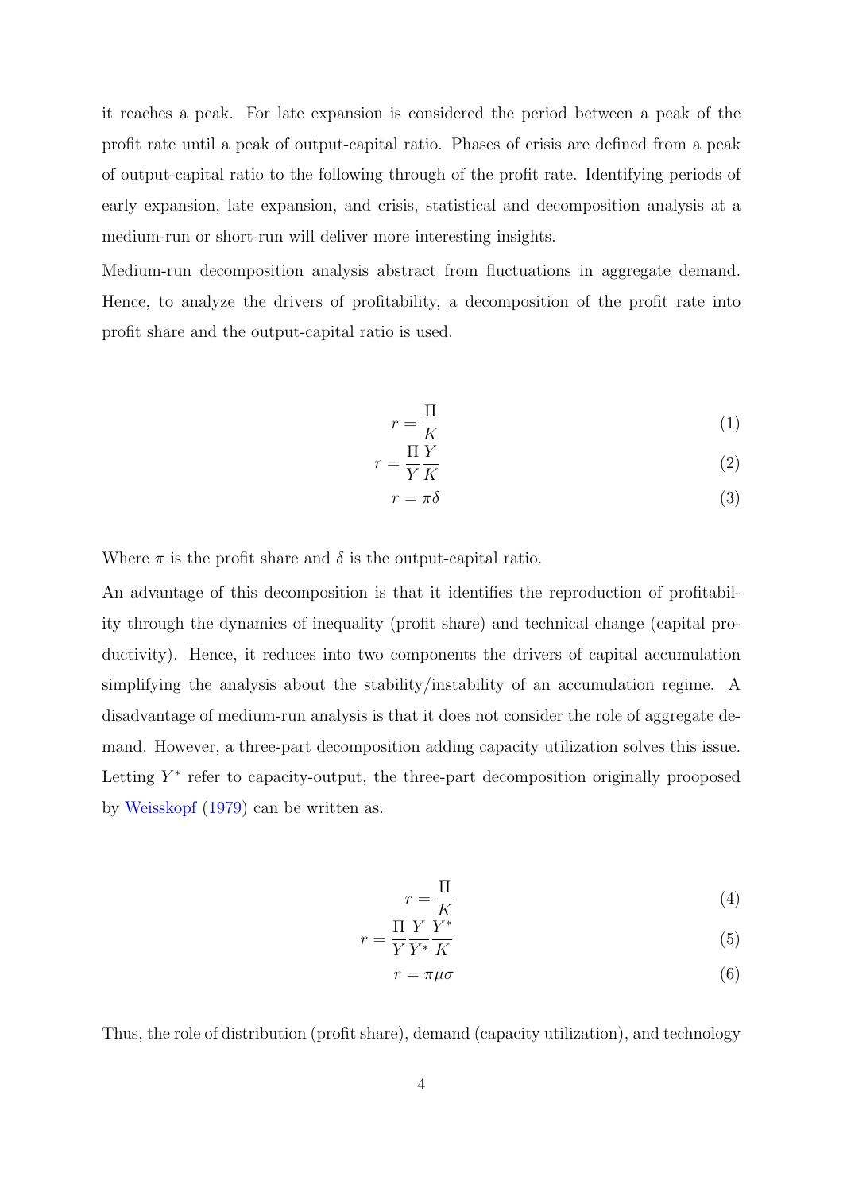it reaches a peak. For late expansion is considered the period between a peak of the profit rate until a peak of output-capital ratio. Phases of crisis are defined from a peak of output-capital ratio to the following through of the profit rate. Identifying periods of early expansion, late expansion, and crisis, statistical and decomposition analysis at a medium-run or short-run will deliver more interesting insights.

Medium-run decomposition analysis abstract from fluctuations in aggregate demand. Hence, to analyze the drivers of profitability, a decomposition of the profit rate into profit share and the output-capital ratio is used.

$$r = \frac{\Pi}{K} \tag{1}$$

$$r = \frac{\Pi}{Y}\frac{Y}{K} \tag{2}$$

$$r = \pi\delta \tag{3}$$

Where $\pi$ is the profit share and $\delta$ is the output-capital ratio.

An advantage of this decomposition is that it identifies the reproduction of profitability through the dynamics of inequality (profit share) and technical change (capital productivity). Hence, it reduces into two components the drivers of capital accumulation simplifying the analysis about the stability/instability of an accumulation regime. A disadvantage of medium-run analysis is that it does not consider the role of aggregate demand. However, a three-part decomposition adding capacity utilization solves this issue. Letting $Y^*$ refer to capacity-output, the three-part decomposition originally prooposed by Weisskopf (1979) can be written as.

$$r = \frac{\Pi}{K} \tag{4}$$

$$r = \frac{\Pi}{Y}\frac{Y}{Y^*}\frac{Y^*}{K} \tag{5}$$

$$r = \pi\mu\sigma \tag{6}$$

Thus, the role of distribution (profit share), demand (capacity utilization), and technology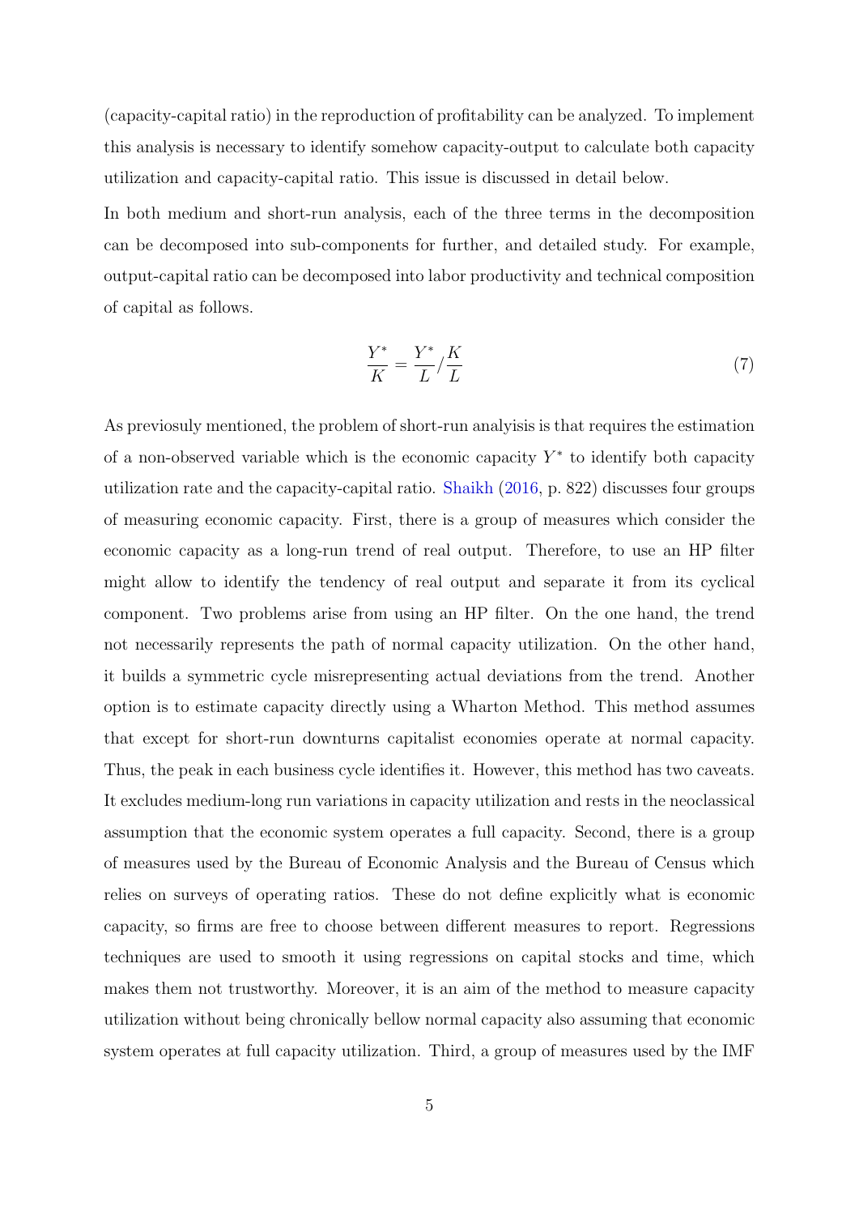(capacity-capital ratio) in the reproduction of profitability can be analyzed. To implement this analysis is necessary to identify somehow capacity-output to calculate both capacity utilization and capacity-capital ratio. This issue is discussed in detail below.

In both medium and short-run analysis, each of the three terms in the decomposition can be decomposed into sub-components for further, and detailed study. For example, output-capital ratio can be decomposed into labor productivity and technical composition of capital as follows.

$$\frac{Y^*}{K} = \frac{Y^*}{L} / \frac{K}{L} \tag{7}$$

As previosuly mentioned, the problem of short-run analysis is that requires the estimation of a non-observed variable which is the economic capacity $Y^*$ to identify both capacity utilization rate and the capacity-capital ratio. Shaikh (2016, p. 822) discusses four groups of measuring economic capacity. First, there is a group of measures which consider the economic capacity as a long-run trend of real output. Therefore, to use an HP filter might allow to identify the tendency of real output and separate it from its cyclical component. Two problems arise from using an HP filter. On the one hand, the trend not necessarily represents the path of normal capacity utilization. On the other hand, it builds a symmetric cycle misrepresenting actual deviations from the trend. Another option is to estimate capacity directly using a Wharton Method. This method assumes that except for short-run downturns capitalist economies operate at normal capacity. Thus, the peak in each business cycle identifies it. However, this method has two caveats. It excludes medium-long run variations in capacity utilization and rests in the neoclassical assumption that the economic system operates a full capacity. Second, there is a group of measures used by the Bureau of Economic Analysis and the Bureau of Census which relies on surveys of operating ratios. These do not define explicitly what is economic capacity, so firms are free to choose between different measures to report. Regressions techniques are used to smooth it using regressions on capital stocks and time, which makes them not trustworthy. Moreover, it is an aim of the method to measure capacity utilization without being chronically bellow normal capacity also assuming that economic system operates at full capacity utilization. Third, a group of measures used by the IMF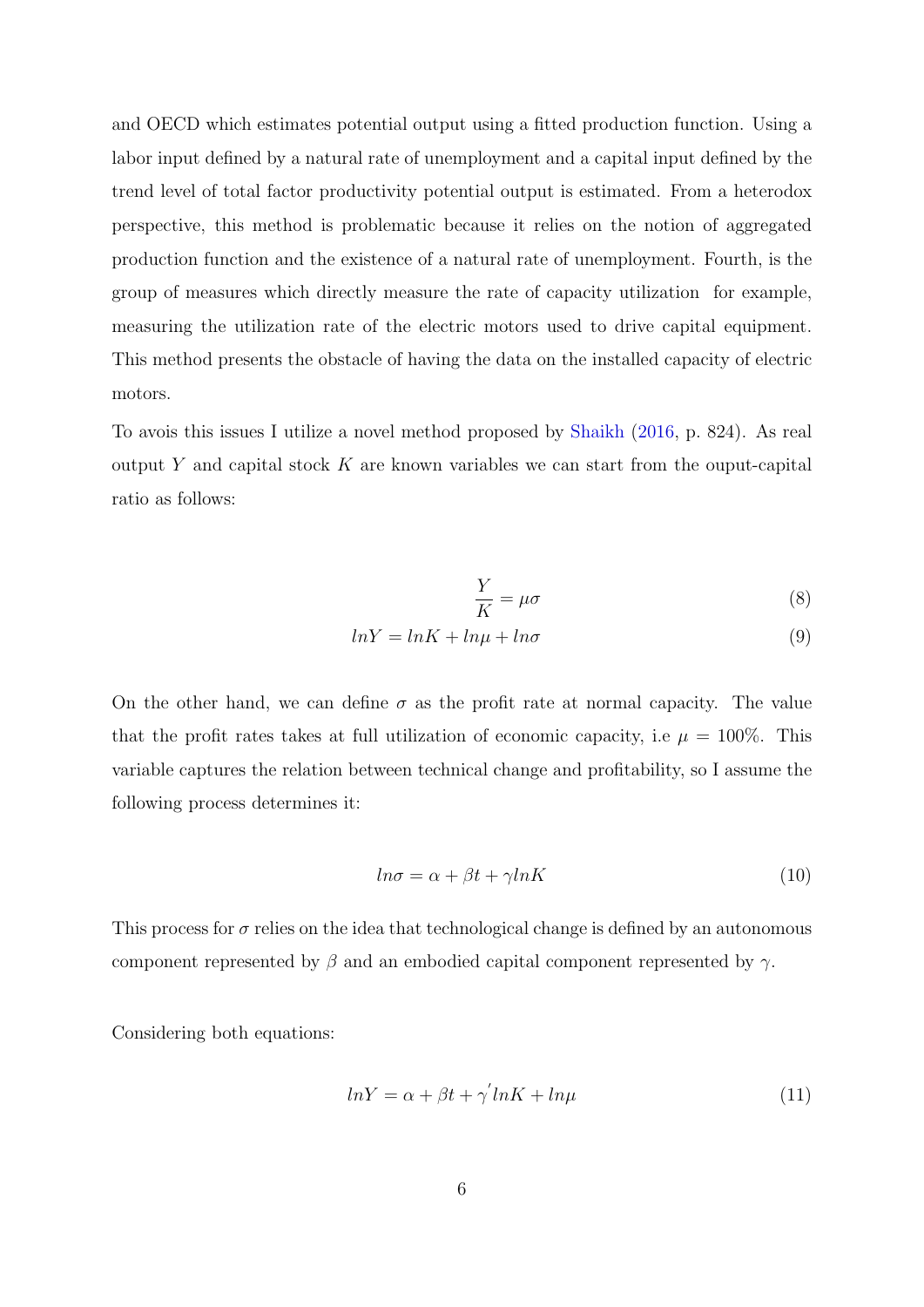and OECD which estimates potential output using a fitted production function. Using a labor input defined by a natural rate of unemployment and a capital input defined by the trend level of total factor productivity potential output is estimated. From a heterodox perspective, this method is problematic because it relies on the notion of aggregated production function and the existence of a natural rate of unemployment. Fourth, is the group of measures which directly measure the rate of capacity utilization for example, measuring the utilization rate of the electric motors used to drive capital equipment. This method presents the obstacle of having the data on the installed capacity of electric motors.

To avois this issues I utilize a novel method proposed by Shaikh (2016, p. 824). As real output $Y$ and capital stock $K$ are known variables we can start from the ouput-capital ratio as follows:

$$\frac{Y}{K} = \mu\sigma \tag{8}$$

$$lnY = lnK + ln\mu + ln\sigma \tag{9}$$

On the other hand, we can define $\sigma$ as the profit rate at normal capacity. The value that the profit rates takes at full utilization of economic capacity, i.e $\mu = 100\%$. This variable captures the relation between technical change and profitability, so I assume the following process determines it:

$$ln\sigma = \alpha + \beta t + \gamma lnK \tag{10}$$

This process for $\sigma$ relies on the idea that technological change is defined by an autonomous component represented by $\beta$ and an embodied capital component represented by $\gamma$.

Considering both equations:

$$lnY = \alpha + \beta t + \gamma^{'} lnK + ln\mu \tag{11}$$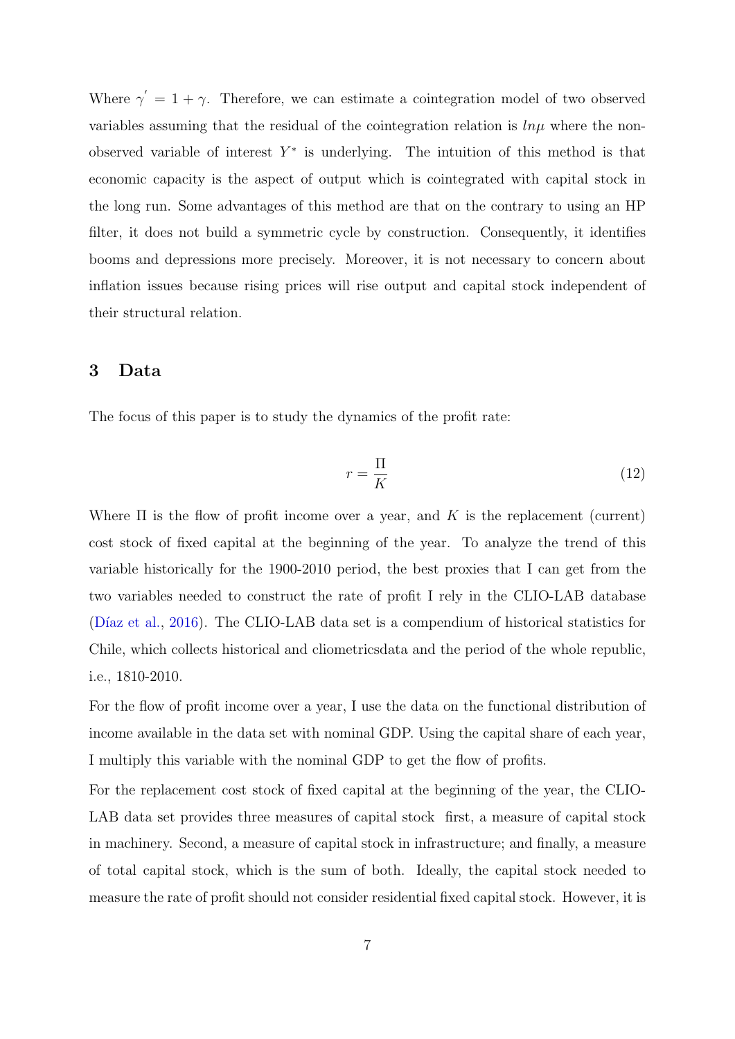Where $\gamma^{'} = 1 + \gamma$. Therefore, we can estimate a cointegration model of two observed variables assuming that the residual of the cointegration relation is $ln\mu$ where the non-observed variable of interest $Y^{*}$ is underlying. The intuition of this method is that economic capacity is the aspect of output which is cointegrated with capital stock in the long run. Some advantages of this method are that on the contrary to using an HP filter, it does not build a symmetric cycle by construction. Consequently, it identifies booms and depressions more precisely. Moreover, it is not necessary to concern about inflation issues because rising prices will rise output and capital stock independent of their structural relation.

## 3 Data

The focus of this paper is to study the dynamics of the profit rate:

$$r = \frac{\Pi}{K} \tag{12}$$

Where $\Pi$ is the flow of profit income over a year, and $K$ is the replacement (current) cost stock of fixed capital at the beginning of the year. To analyze the trend of this variable historically for the 1900-2010 period, the best proxies that I can get from the two variables needed to construct the rate of profit I rely in the CLIO-LAB database (Díaz et al., 2016). The CLIO-LAB data set is a compendium of historical statistics for Chile, which collects historical and cliometricsdata and the period of the whole republic, i.e., 1810-2010.

For the flow of profit income over a year, I use the data on the functional distribution of income available in the data set with nominal GDP. Using the capital share of each year, I multiply this variable with the nominal GDP to get the flow of profits.

For the replacement cost stock of fixed capital at the beginning of the year, the CLIO-LAB data set provides three measures of capital stock first, a measure of capital stock in machinery. Second, a measure of capital stock in infrastructure; and finally, a measure of total capital stock, which is the sum of both. Ideally, the capital stock needed to measure the rate of profit should not consider residential fixed capital stock. However, it is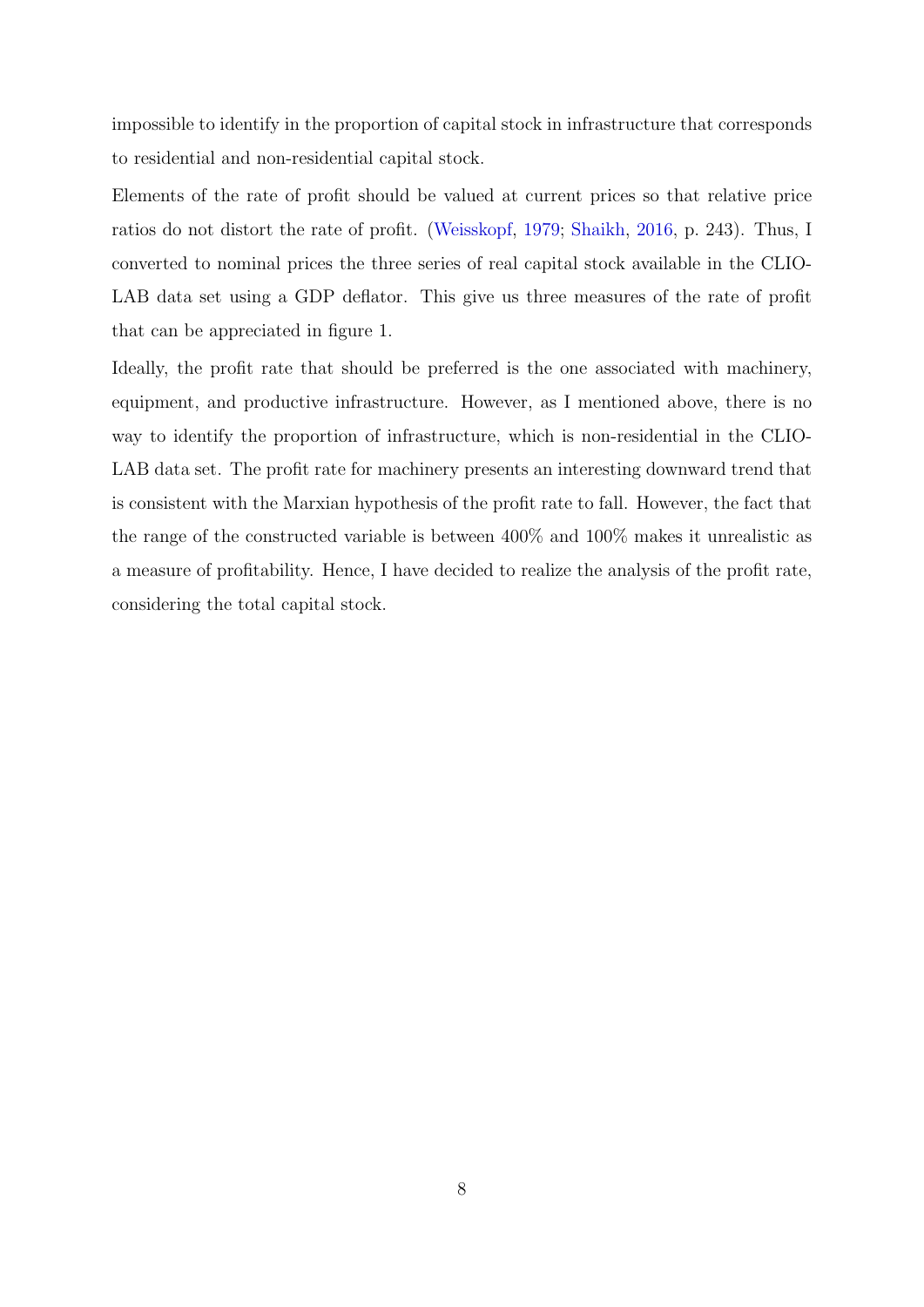impossible to identify in the proportion of capital stock in infrastructure that corresponds to residential and non-residential capital stock.

Elements of the rate of profit should be valued at current prices so that relative price ratios do not distort the rate of profit. (Weisskopf, 1979; Shaikh, 2016, p. 243). Thus, I converted to nominal prices the three series of real capital stock available in the CLIO-LAB data set using a GDP deflator. This give us three measures of the rate of profit that can be appreciated in figure 1.

Ideally, the profit rate that should be preferred is the one associated with machinery, equipment, and productive infrastructure. However, as I mentioned above, there is no way to identify the proportion of infrastructure, which is non-residential in the CLIO-LAB data set. The profit rate for machinery presents an interesting downward trend that is consistent with the Marxian hypothesis of the profit rate to fall. However, the fact that the range of the constructed variable is between 400% and 100% makes it unrealistic as a measure of profitability. Hence, I have decided to realize the analysis of the profit rate, considering the total capital stock.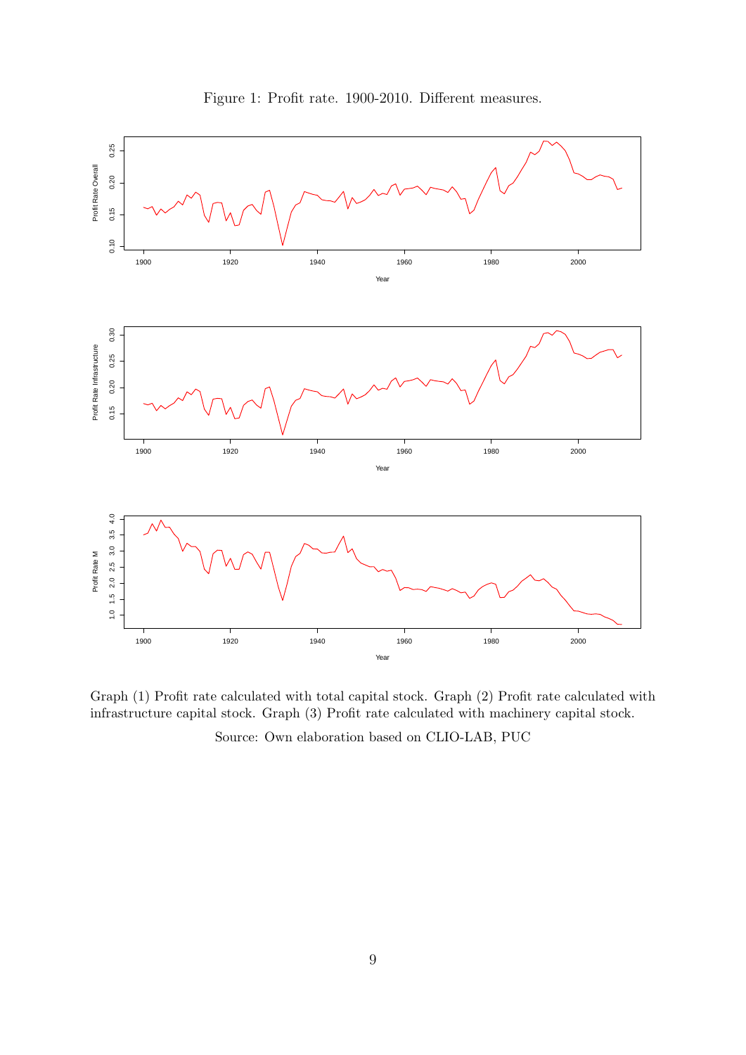Figure 1: Profit rate. 1900-2010. Different measures.

Graph (1) Profit rate calculated with total capital stock. Graph (2) Profit rate calculated with infrastructure capital stock. Graph (3) Profit rate calculated with machinery capital stock.

Source: Own elaboration based on CLIO-LAB, PUC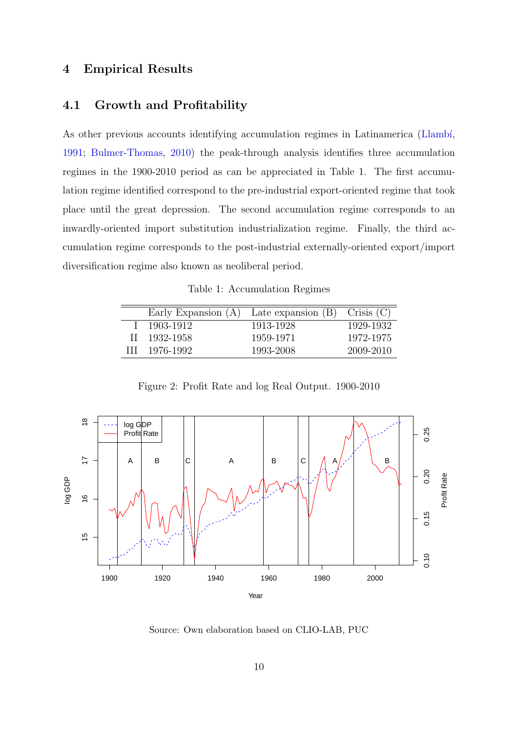# 4 Empirical Results

## 4.1 Growth and Profitability

As other previous accounts identifying accumulation regimes in Latinamerica (Llambí, 1991; Bulmer-Thomas, 2010) the peak-through analysis identifies three accumulation regimes in the 1900-2010 period as can be appreciated in Table 1. The first accumulation regime identified correspond to the pre-industrial export-oriented regime that took place until the great depression. The second accumulation regime corresponds to an inwardly-oriented import substitution industrialization regime. Finally, the third accumulation regime corresponds to the post-industrial externally-oriented export/import diversification regime also known as neoliberal period.

Table 1: Accumulation Regimes

| | Early Expansion (A) | Late expansion (B) | Crisis (C) |
|---|---|---|---|
| I | 1903-1912 | 1913-1928 | 1929-1932 |
| II | 1932-1958 | 1959-1971 | 1972-1975 |
| III | 1976-1992 | 1993-2008 | 2009-2010 |

Figure 2: Profit Rate and log Real Output. 1900-2010

Source: Own elaboration based on CLIO-LAB, PUC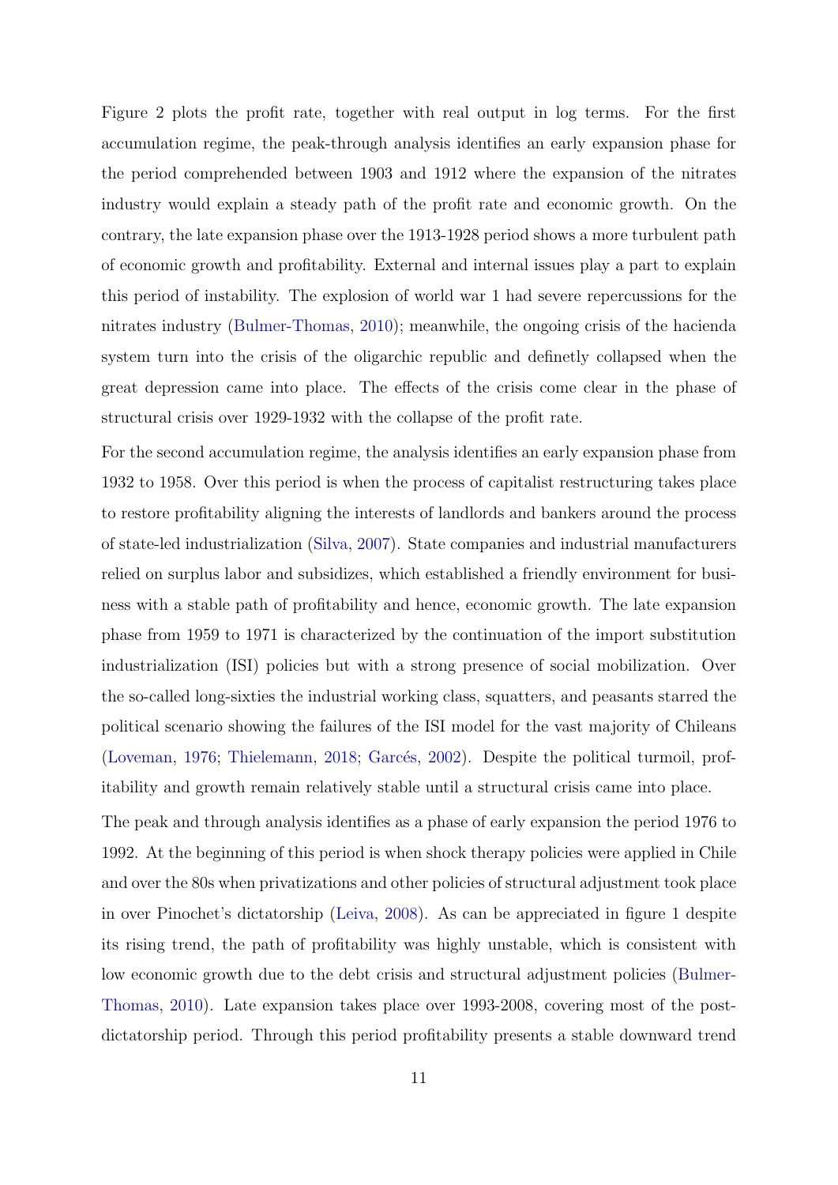Figure 2 plots the profit rate, together with real output in log terms. For the first accumulation regime, the peak-through analysis identifies an early expansion phase for the period comprehended between 1903 and 1912 where the expansion of the nitrates industry would explain a steady path of the profit rate and economic growth. On the contrary, the late expansion phase over the 1913-1928 period shows a more turbulent path of economic growth and profitability. External and internal issues play a part to explain this period of instability. The explosion of world war 1 had severe repercussions for the nitrates industry (Bulmer-Thomas, 2010); meanwhile, the ongoing crisis of the hacienda system turn into the crisis of the oligarchic republic and definetly collapsed when the great depression came into place. The effects of the crisis come clear in the phase of structural crisis over 1929-1932 with the collapse of the profit rate.

For the second accumulation regime, the analysis identifies an early expansion phase from 1932 to 1958. Over this period is when the process of capitalist restructuring takes place to restore profitability aligning the interests of landlords and bankers around the process of state-led industrialization (Silva, 2007). State companies and industrial manufacturers relied on surplus labor and subsidizes, which established a friendly environment for business with a stable path of profitability and hence, economic growth. The late expansion phase from 1959 to 1971 is characterized by the continuation of the import substitution industrialization (ISI) policies but with a strong presence of social mobilization. Over the so-called long-sixties the industrial working class, squatters, and peasants starred the political scenario showing the failures of the ISI model for the vast majority of Chileans (Loveman, 1976; Thielemann, 2018; Garcés, 2002). Despite the political turmoil, profitability and growth remain relatively stable until a structural crisis came into place.

The peak and through analysis identifies as a phase of early expansion the period 1976 to 1992. At the beginning of this period is when shock therapy policies were applied in Chile and over the 80s when privatizations and other policies of structural adjustment took place in over Pinochet's dictatorship (Leiva, 2008). As can be appreciated in figure 1 despite its rising trend, the path of profitability was highly unstable, which is consistent with low economic growth due to the debt crisis and structural adjustment policies (Bulmer-Thomas, 2010). Late expansion takes place over 1993-2008, covering most of the post-dictatorship period. Through this period profitability presents a stable downward trend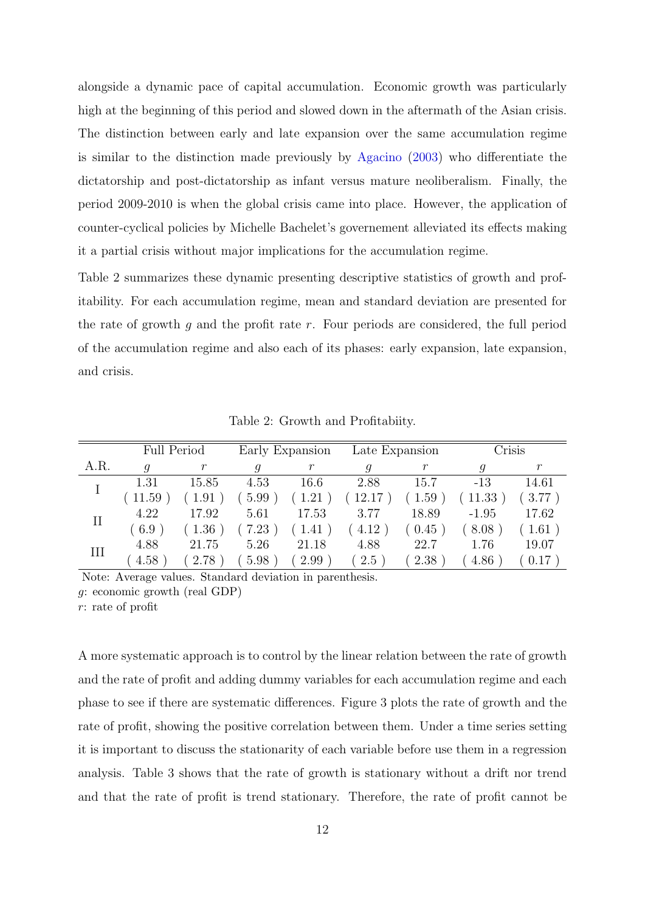alongside a dynamic pace of capital accumulation. Economic growth was particularly high at the beginning of this period and slowed down in the aftermath of the Asian crisis. The distinction between early and late expansion over the same accumulation regime is similar to the distinction made previously by Agacino (2003) who differentiate the dictatorship and post-dictatorship as infant versus mature neoliberalism. Finally, the period 2009-2010 is when the global crisis came into place. However, the application of counter-cyclical policies by Michelle Bachelet's governement alleviated its effects making it a partial crisis without major implications for the accumulation regime.

Table 2 summarizes these dynamic presenting descriptive statistics of growth and profitability. For each accumulation regime, mean and standard deviation are presented for the rate of growth $g$ and the profit rate $r$. Four periods are considered, the full period of the accumulation regime and also each of its phases: early expansion, late expansion, and crisis.

Table 2: Growth and Profitabiity.

| | Full Period | | Early Expansion | | Late Expansion | | Crisis | |
|---|---|---|---|---|---|---|---|---|
| A.R. | $g$ | $r$ | $g$ | $r$ | $g$ | $r$ | $g$ | $r$ |
| I | 1.31 | 15.85 | 4.53 | 16.6 | 2.88 | 15.7 | -13 | 14.61 |
| | ( 11.59 ) | ( 1.91 ) | ( 5.99 ) | ( 1.21 ) | ( 12.17 ) | ( 1.59 ) | ( 11.33 ) | ( 3.77 ) |
| II | 4.22 | 17.92 | 5.61 | 17.53 | 3.77 | 18.89 | -1.95 | 17.62 |
| | ( 6.9 ) | ( 1.36 ) | ( 7.23 ) | ( 1.41 ) | ( 4.12 ) | ( 0.45 ) | ( 8.08 ) | ( 1.61 ) |
| III | 4.88 | 21.75 | 5.26 | 21.18 | 4.88 | 22.7 | 1.76 | 19.07 |
| | ( 4.58 ) | ( 2.78 ) | ( 5.98 ) | ( 2.99 ) | ( 2.5 ) | ( 2.38 ) | ( 4.86 ) | ( 0.17 ) |

Note: Average values. Standard deviation in parenthesis.
$g$: economic growth (real GDP)
$r$: rate of profit

A more systematic approach is to control by the linear relation between the rate of growth and the rate of profit and adding dummy variables for each accumulation regime and each phase to see if there are systematic differences. Figure 3 plots the rate of growth and the rate of profit, showing the positive correlation between them. Under a time series setting it is important to discuss the stationarity of each variable before use them in a regression analysis. Table 3 shows that the rate of growth is stationary without a drift nor trend and that the rate of profit is trend stationary. Therefore, the rate of profit cannot be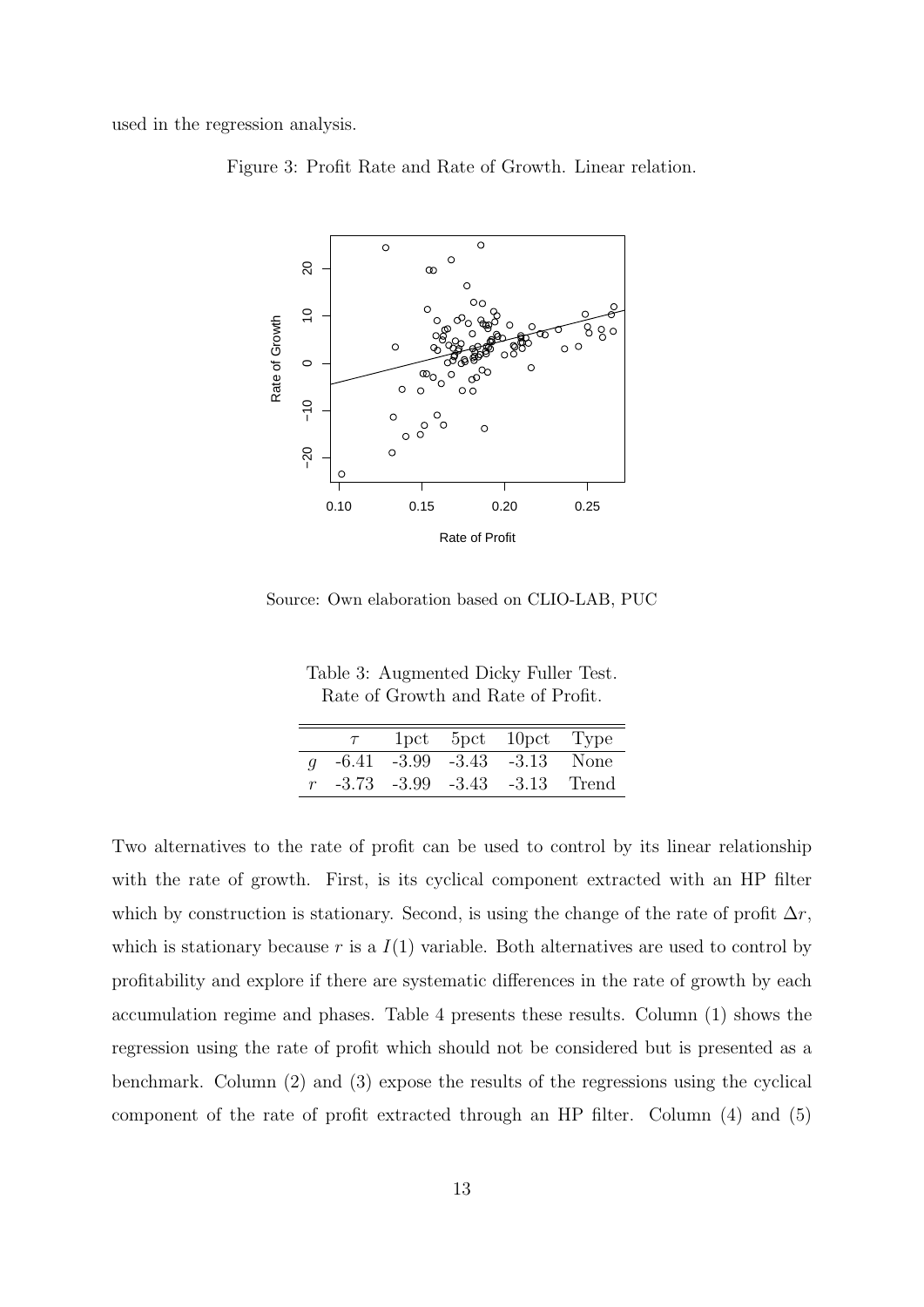used in the regression analysis.

Figure 3: Profit Rate and Rate of Growth. Linear relation.

Source: Own elaboration based on CLIO-LAB, PUC

Table 3: Augmented Dicky Fuller Test. Rate of Growth and Rate of Profit.

| | $\tau$ | 1pct | 5pct | 10pct | Type |
|---|---|---|---|---|---|
| $g$ | -6.41 | -3.99 | -3.43 | -3.13 | None |
| $r$ | -3.73 | -3.99 | -3.43 | -3.13 | Trend |

Two alternatives to the rate of profit can be used to control by its linear relationship with the rate of growth. First, is its cyclical component extracted with an HP filter which by construction is stationary. Second, is using the change of the rate of profit $\Delta r$, which is stationary because $r$ is a $I(1)$ variable. Both alternatives are used to control by profitability and explore if there are systematic differences in the rate of growth by each accumulation regime and phases. Table 4 presents these results. Column (1) shows the regression using the rate of profit which should not be considered but is presented as a benchmark. Column (2) and (3) expose the results of the regressions using the cyclical component of the rate of profit extracted through an HP filter. Column (4) and (5)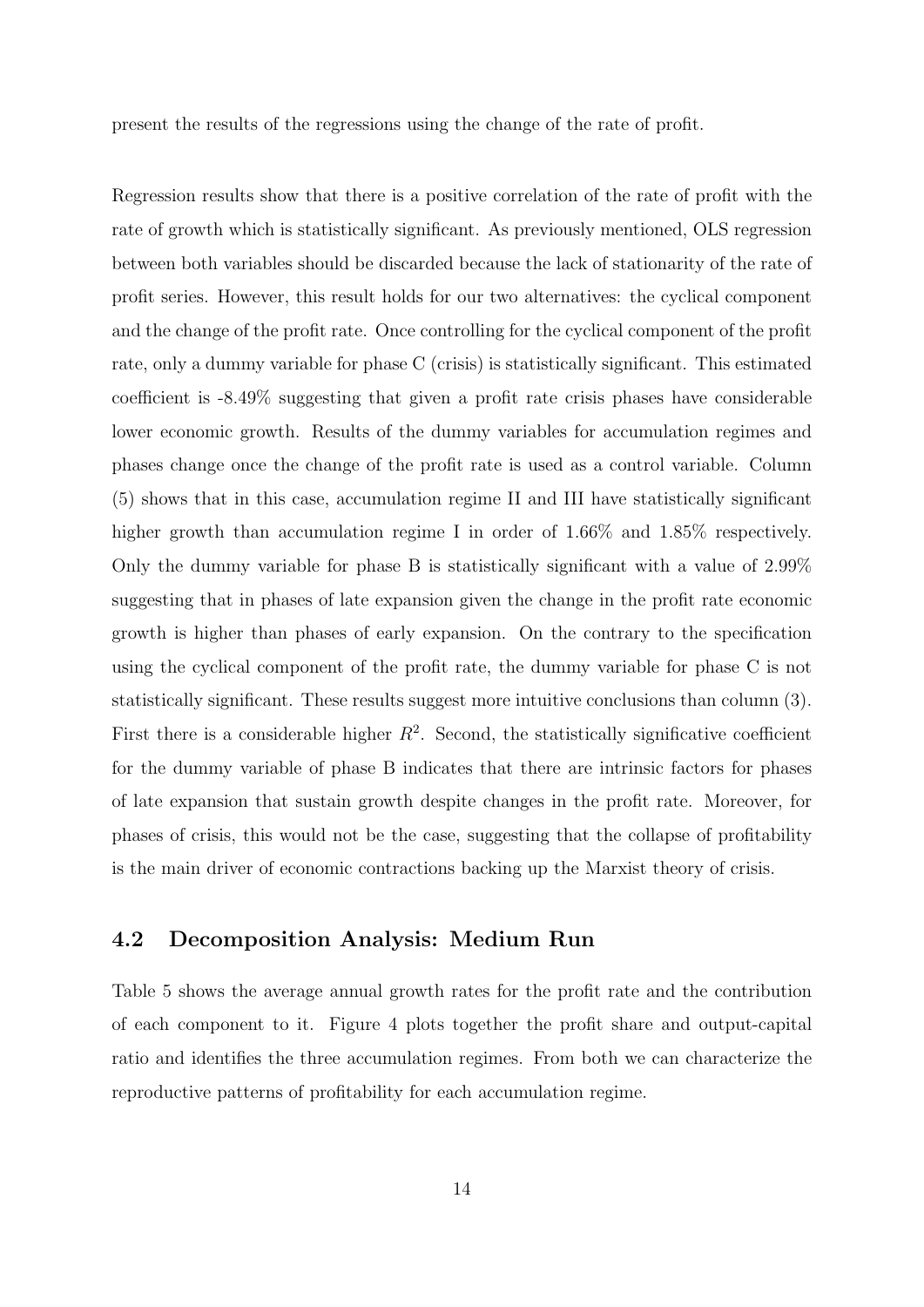present the results of the regressions using the change of the rate of profit.

Regression results show that there is a positive correlation of the rate of profit with the rate of growth which is statistically significant. As previously mentioned, OLS regression between both variables should be discarded because the lack of stationarity of the rate of profit series. However, this result holds for our two alternatives: the cyclical component and the change of the profit rate. Once controlling for the cyclical component of the profit rate, only a dummy variable for phase C (crisis) is statistically significant. This estimated coefficient is -8.49% suggesting that given a profit rate crisis phases have considerable lower economic growth. Results of the dummy variables for accumulation regimes and phases change once the change of the profit rate is used as a control variable. Column (5) shows that in this case, accumulation regime II and III have statistically significant higher growth than accumulation regime I in order of 1.66% and 1.85% respectively. Only the dummy variable for phase B is statistically significant with a value of 2.99% suggesting that in phases of late expansion given the change in the profit rate economic growth is higher than phases of early expansion. On the contrary to the specification using the cyclical component of the profit rate, the dummy variable for phase C is not statistically significant. These results suggest more intuitive conclusions than column (3). First there is a considerable higher $R^2$. Second, the statistically significative coefficient for the dummy variable of phase B indicates that there are intrinsic factors for phases of late expansion that sustain growth despite changes in the profit rate. Moreover, for phases of crisis, this would not be the case, suggesting that the collapse of profitability is the main driver of economic contractions backing up the Marxist theory of crisis.

## 4.2 Decomposition Analysis: Medium Run

Table 5 shows the average annual growth rates for the profit rate and the contribution of each component to it. Figure 4 plots together the profit share and output-capital ratio and identifies the three accumulation regimes. From both we can characterize the reproductive patterns of profitability for each accumulation regime.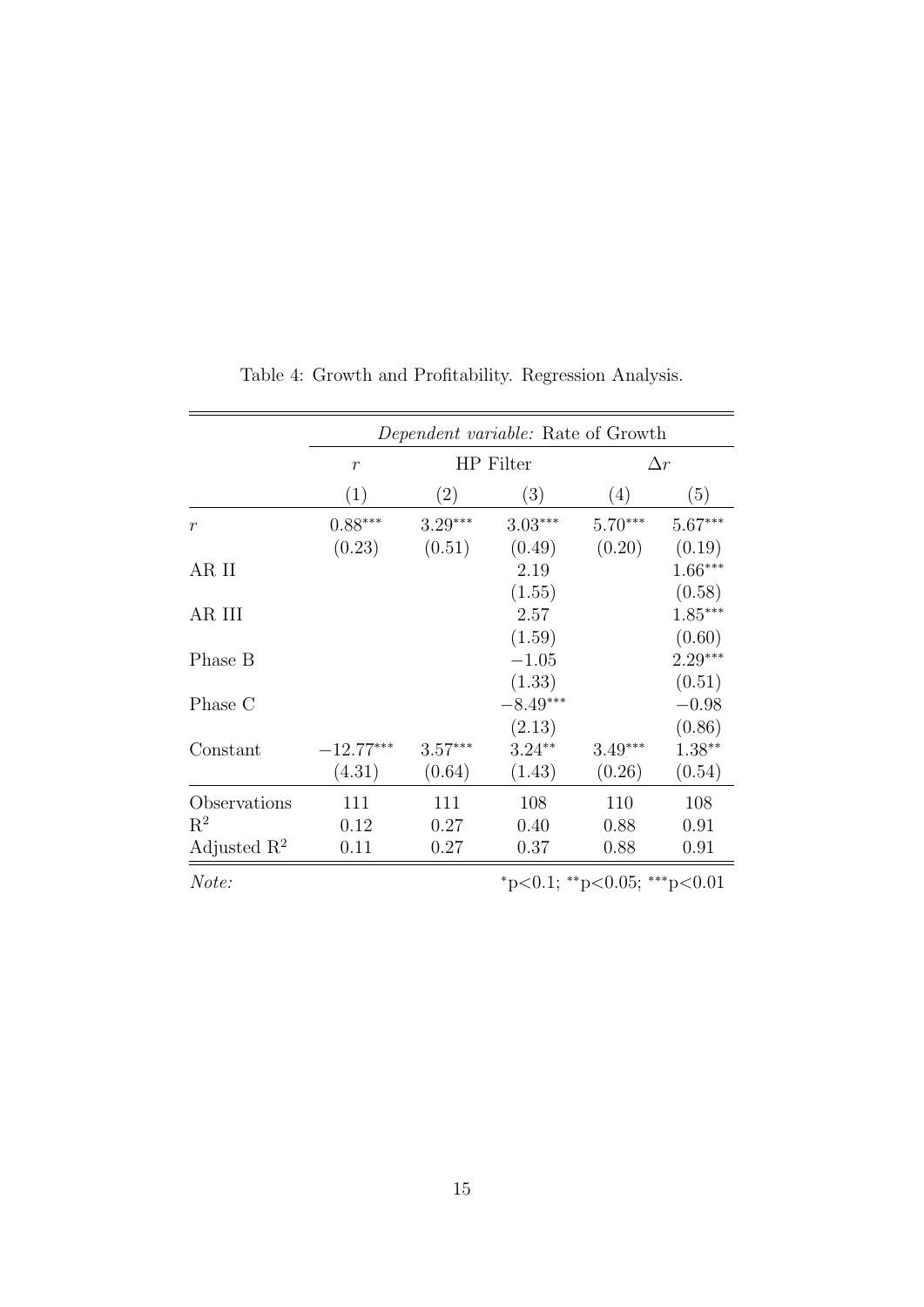Table 4: Growth and Profitability. Regression Analysis.

| | *Dependent variable:* Rate of Growth | | | | |
|---|---|---|---|---|---|
| | $r$ | HP Filter | | $\Delta r$ | |
| | (1) | (2) | (3) | (4) | (5) |
| $r$ | $0.88^{***}$ | $3.29^{***}$ | $3.03^{***}$ | $5.70^{***}$ | $5.67^{***}$ |
| | (0.23) | (0.51) | (0.49) | (0.20) | (0.19) |
| AR II | | | 2.19 | | $1.66^{***}$ |
| | | | (1.55) | | (0.58) |
| AR III | | | 2.57 | | $1.85^{***}$ |
| | | | (1.59) | | (0.60) |
| Phase B | | | $-1.05$ | | $2.29^{***}$ |
| | | | (1.33) | | (0.51) |
| Phase C | | | $-8.49^{***}$ | | $-0.98$ |
| | | | (2.13) | | (0.86) |
| Constant | $-12.77^{***}$ | $3.57^{***}$ | $3.24^{**}$ | $3.49^{***}$ | $1.38^{**}$ |
| | (4.31) | (0.64) | (1.43) | (0.26) | (0.54) |
| Observations | 111 | 111 | 108 | 110 | 108 |
| $R^2$ | 0.12 | 0.27 | 0.40 | 0.88 | 0.91 |
| Adjusted $R^2$ | 0.11 | 0.27 | 0.37 | 0.88 | 0.91 |

*Note:* $^{*}$p<0.1; $^{**}$p<0.05; $^{***}$p<0.01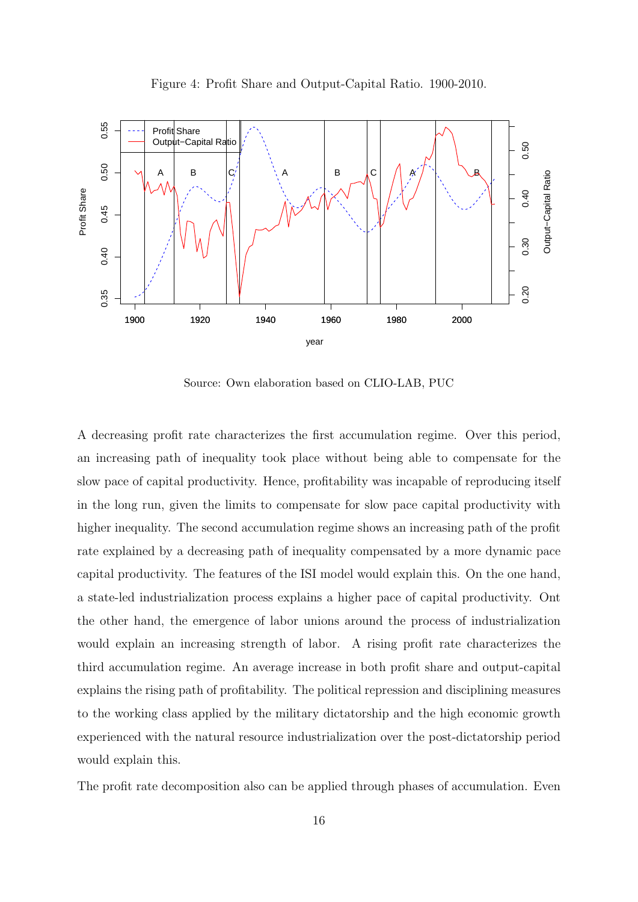Figure 4: Profit Share and Output-Capital Ratio. 1900-2010.

Source: Own elaboration based on CLIO-LAB, PUC

A decreasing profit rate characterizes the first accumulation regime. Over this period, an increasing path of inequality took place without being able to compensate for the slow pace of capital productivity. Hence, profitability was incapable of reproducing itself in the long run, given the limits to compensate for slow pace capital productivity with higher inequality. The second accumulation regime shows an increasing path of the profit rate explained by a decreasing path of inequality compensated by a more dynamic pace capital productivity. The features of the ISI model would explain this. On the one hand, a state-led industrialization process explains a higher pace of capital productivity. Ont the other hand, the emergence of labor unions around the process of industrialization would explain an increasing strength of labor. A rising profit rate characterizes the third accumulation regime. An average increase in both profit share and output-capital explains the rising path of profitability. The political repression and disciplining measures to the working class applied by the military dictatorship and the high economic growth experienced with the natural resource industrialization over the post-dictatorship period would explain this.

The profit rate decomposition also can be applied through phases of accumulation. Even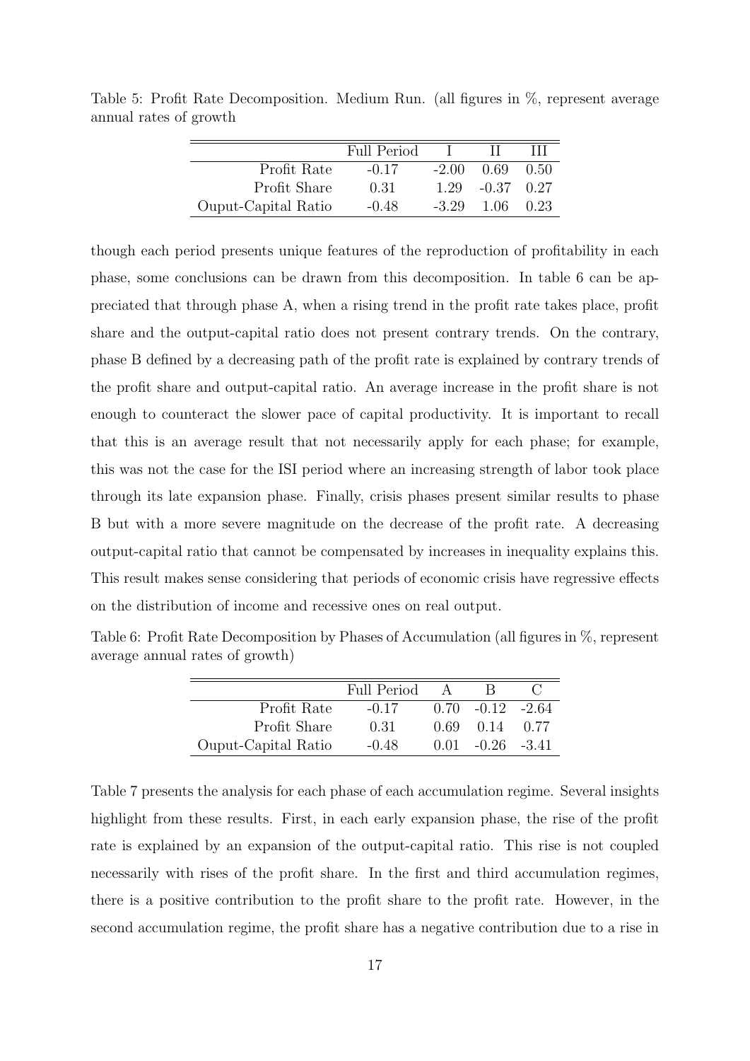Table 5: Profit Rate Decomposition. Medium Run. (all figures in %, represent average annual rates of growth

| | Full Period | I | II | III |
|---|---|---|---|---|
| Profit Rate | -0.17 | -2.00 | 0.69 | 0.50 |
| Profit Share | 0.31 | 1.29 | -0.37 | 0.27 |
| Ouput-Capital Ratio | -0.48 | -3.29 | 1.06 | 0.23 |

though each period presents unique features of the reproduction of profitability in each phase, some conclusions can be drawn from this decomposition. In table 6 can be appreciated that through phase A, when a rising trend in the profit rate takes place, profit share and the output-capital ratio does not present contrary trends. On the contrary, phase B defined by a decreasing path of the profit rate is explained by contrary trends of the profit share and output-capital ratio. An average increase in the profit share is not enough to counteract the slower pace of capital productivity. It is important to recall that this is an average result that not necessarily apply for each phase; for example, this was not the case for the ISI period where an increasing strength of labor took place through its late expansion phase. Finally, crisis phases present similar results to phase B but with a more severe magnitude on the decrease of the profit rate. A decreasing output-capital ratio that cannot be compensated by increases in inequality explains this. This result makes sense considering that periods of economic crisis have regressive effects on the distribution of income and recessive ones on real output.

Table 6: Profit Rate Decomposition by Phases of Accumulation (all figures in %, represent average annual rates of growth)

| | Full Period | A | B | C |
|---|---|---|---|---|
| Profit Rate | -0.17 | 0.70 | -0.12 | -2.64 |
| Profit Share | 0.31 | 0.69 | 0.14 | 0.77 |
| Ouput-Capital Ratio | -0.48 | 0.01 | -0.26 | -3.41 |

Table 7 presents the analysis for each phase of each accumulation regime. Several insights highlight from these results. First, in each early expansion phase, the rise of the profit rate is explained by an expansion of the output-capital ratio. This rise is not coupled necessarily with rises of the profit share. In the first and third accumulation regimes, there is a positive contribution to the profit share to the profit rate. However, in the second accumulation regime, the profit share has a negative contribution due to a rise in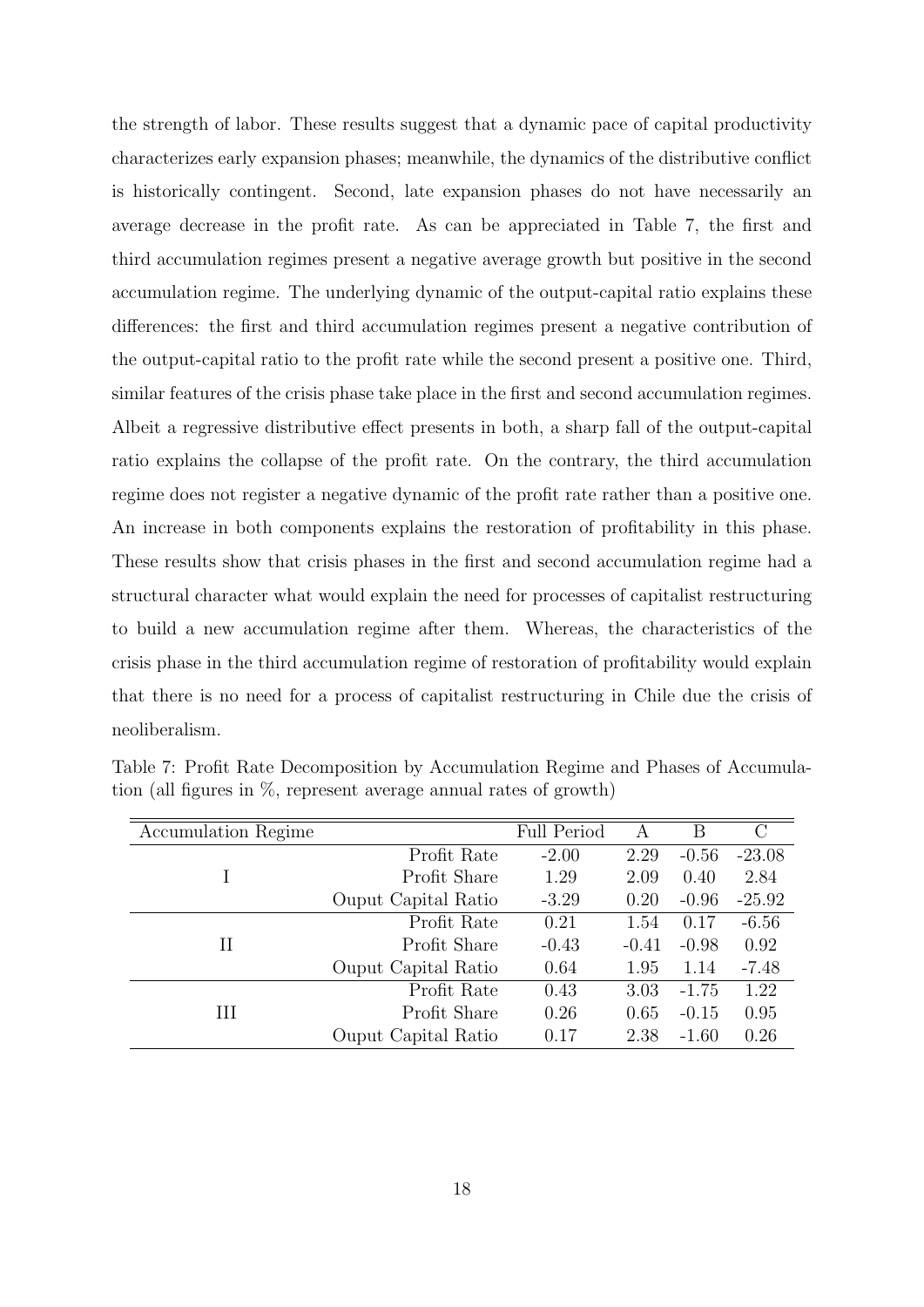the strength of labor. These results suggest that a dynamic pace of capital productivity characterizes early expansion phases; meanwhile, the dynamics of the distributive conflict is historically contingent. Second, late expansion phases do not have necessarily an average decrease in the profit rate. As can be appreciated in Table 7, the first and third accumulation regimes present a negative average growth but positive in the second accumulation regime. The underlying dynamic of the output-capital ratio explains these differences: the first and third accumulation regimes present a negative contribution of the output-capital ratio to the profit rate while the second present a positive one. Third, similar features of the crisis phase take place in the first and second accumulation regimes. Albeit a regressive distributive effect presents in both, a sharp fall of the output-capital ratio explains the collapse of the profit rate. On the contrary, the third accumulation regime does not register a negative dynamic of the profit rate rather than a positive one. An increase in both components explains the restoration of profitability in this phase. These results show that crisis phases in the first and second accumulation regime had a structural character what would explain the need for processes of capitalist restructuring to build a new accumulation regime after them. Whereas, the characteristics of the crisis phase in the third accumulation regime of restoration of profitability would explain that there is no need for a process of capitalist restructuring in Chile due the crisis of neoliberalism.

Table 7: Profit Rate Decomposition by Accumulation Regime and Phases of Accumulation (all figures in %, represent average annual rates of growth)

| Accumulation Regime | | Full Period | A | B | C |
|---|---|---|---|---|---|
| I | Profit Rate | -2.00 | 2.29 | -0.56 | -23.08 |
| | Profit Share | 1.29 | 2.09 | 0.40 | 2.84 |
| | Ouput Capital Ratio | -3.29 | 0.20 | -0.96 | -25.92 |
| II | Profit Rate | 0.21 | 1.54 | 0.17 | -6.56 |
| | Profit Share | -0.43 | -0.41 | -0.98 | 0.92 |
| | Ouput Capital Ratio | 0.64 | 1.95 | 1.14 | -7.48 |
| III | Profit Rate | 0.43 | 3.03 | -1.75 | 1.22 |
| | Profit Share | 0.26 | 0.65 | -0.15 | 0.95 |
| | Ouput Capital Ratio | 0.17 | 2.38 | -1.60 | 0.26 |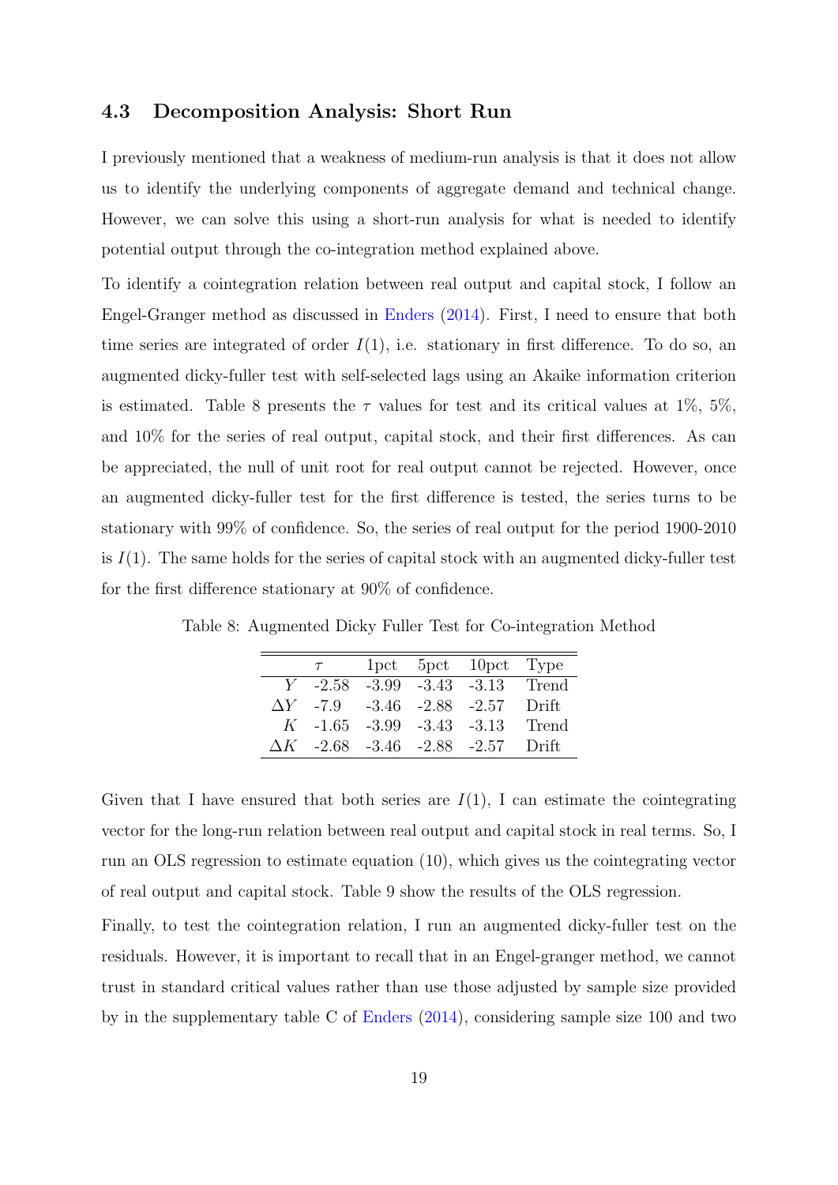### 4.3 Decomposition Analysis: Short Run

I previously mentioned that a weakness of medium-run analysis is that it does not allow us to identify the underlying components of aggregate demand and technical change. However, we can solve this using a short-run analysis for what is needed to identify potential output through the co-integration method explained above.

To identify a cointegration relation between real output and capital stock, I follow an Engel-Granger method as discussed in Enders (2014). First, I need to ensure that both time series are integrated of order $I(1)$, i.e. stationary in first difference. To do so, an augmented dicky-fuller test with self-selected lags using an Akaike information criterion is estimated. Table 8 presents the $\tau$ values for test and its critical values at 1%, 5%, and 10% for the series of real output, capital stock, and their first differences. As can be appreciated, the null of unit root for real output cannot be rejected. However, once an augmented dicky-fuller test for the first difference is tested, the series turns to be stationary with 99% of confidence. So, the series of real output for the period 1900-2010 is $I(1)$. The same holds for the series of capital stock with an augmented dicky-fuller test for the first difference stationary at 90% of confidence.

Table 8: Augmented Dicky Fuller Test for Co-integration Method

| | $\tau$ | 1pct | 5pct | 10pct | Type |
|---|---|---|---|---|---|
| $Y$ | -2.58 | -3.99 | -3.43 | -3.13 | Trend |
| $\Delta Y$ | -7.9 | -3.46 | -2.88 | -2.57 | Drift |
| $K$ | -1.65 | -3.99 | -3.43 | -3.13 | Trend |
| $\Delta K$ | -2.68 | -3.46 | -2.88 | -2.57 | Drift |

Given that I have ensured that both series are $I(1)$, I can estimate the cointegrating vector for the long-run relation between real output and capital stock in real terms. So, I run an OLS regression to estimate equation (10), which gives us the cointegrating vector of real output and capital stock. Table 9 show the results of the OLS regression.

Finally, to test the cointegration relation, I run an augmented dicky-fuller test on the residuals. However, it is important to recall that in an Engel-granger method, we cannot trust in standard critical values rather than use those adjusted by sample size provided by in the supplementary table C of Enders (2014), considering sample size 100 and two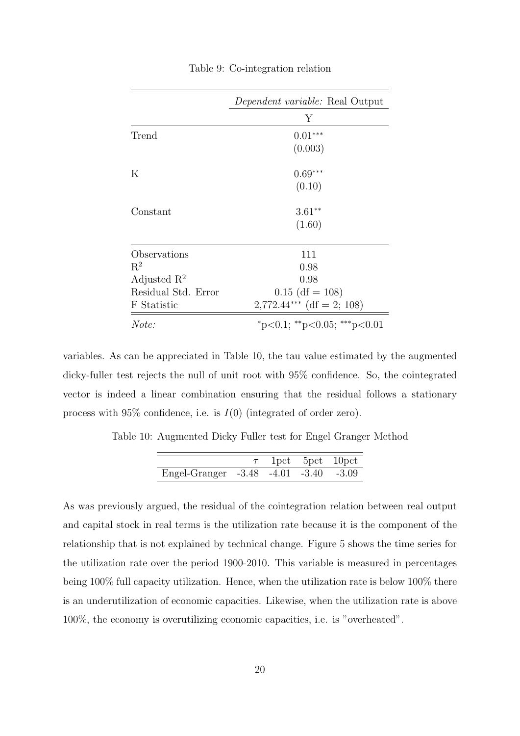Table 9: Co-integration relation

| | *Dependent variable:* Real Output |
|---|---|
| | Y |
| Trend | $0.01^{***}$ |
| | (0.003) |
| K | $0.69^{***}$ |
| | (0.10) |
| Constant | $3.61^{**}$ |
| | (1.60) |
| Observations | 111 |
| $R^2$ | 0.98 |
| Adjusted $R^2$ | 0.98 |
| Residual Std. Error | 0.15 (df = 108) |
| F Statistic | $2{,}772.44^{***}$ (df = 2; 108) |
| *Note:* | $^{*}$p<0.1; $^{**}$p<0.05; $^{***}$p<0.01 |

variables. As can be appreciated in Table 10, the tau value estimated by the augmented dicky-fuller test rejects the null of unit root with 95% confidence. So, the cointegrated vector is indeed a linear combination ensuring that the residual follows a stationary process with 95% confidence, i.e. is $I(0)$ (integrated of order zero).

Table 10: Augmented Dicky Fuller test for Engel Granger Method

| | $\tau$ | 1pct | 5pct | 10pct |
|---|---|---|---|---|
| Engel-Granger | -3.48 | -4.01 | -3.40 | -3.09 |

As was previously argued, the residual of the cointegration relation between real output and capital stock in real terms is the utilization rate because it is the component of the relationship that is not explained by technical change. Figure 5 shows the time series for the utilization rate over the period 1900-2010. This variable is measured in percentages being 100% full capacity utilization. Hence, when the utilization rate is below 100% there is an underutilization of economic capacities. Likewise, when the utilization rate is above 100%, the economy is overutilizing economic capacities, i.e. is "overheated".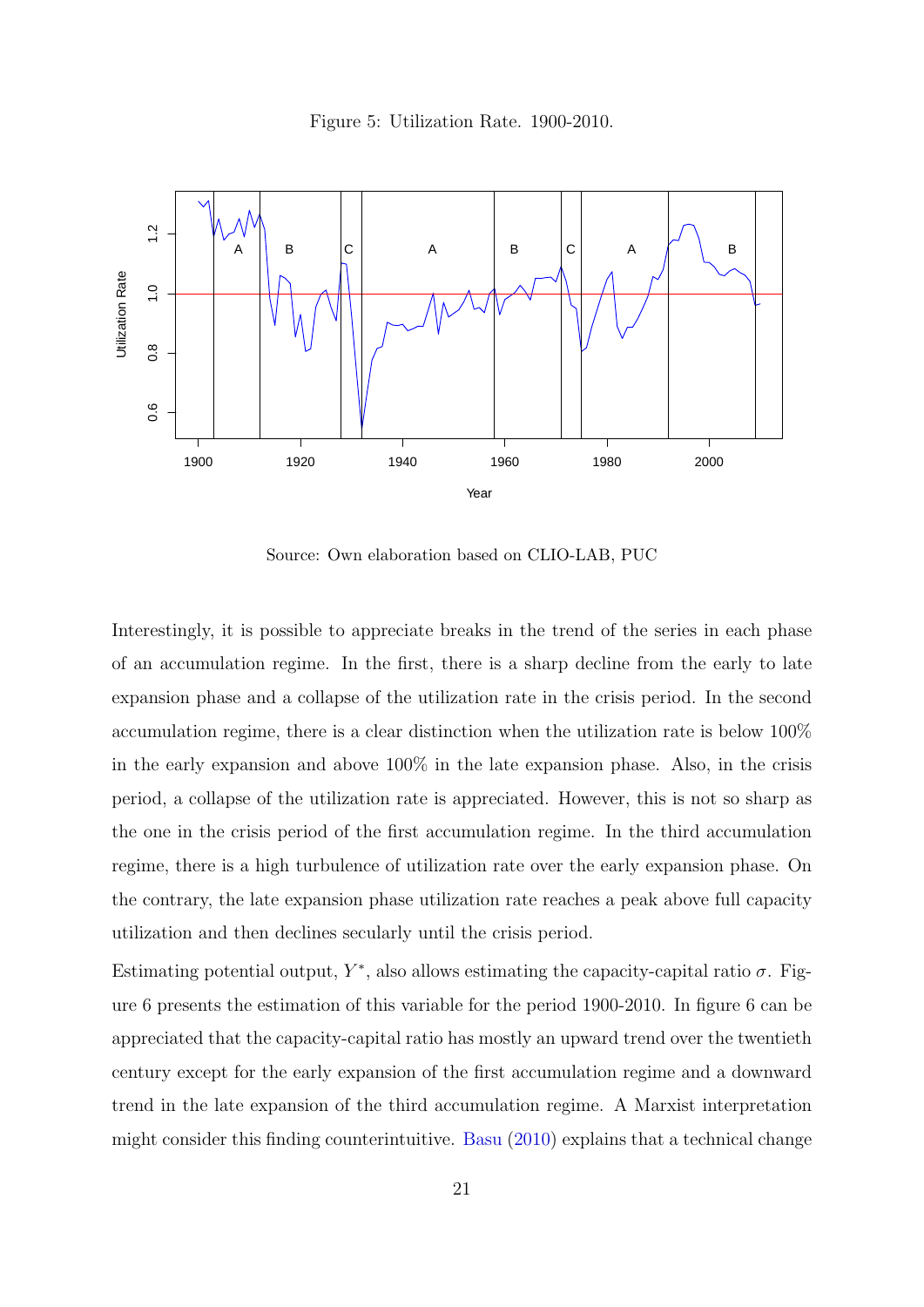Figure 5: Utilization Rate. 1900-2010.

Source: Own elaboration based on CLIO-LAB, PUC

Interestingly, it is possible to appreciate breaks in the trend of the series in each phase of an accumulation regime. In the first, there is a sharp decline from the early to late expansion phase and a collapse of the utilization rate in the crisis period. In the second accumulation regime, there is a clear distinction when the utilization rate is below 100% in the early expansion and above 100% in the late expansion phase. Also, in the crisis period, a collapse of the utilization rate is appreciated. However, this is not so sharp as the one in the crisis period of the first accumulation regime. In the third accumulation regime, there is a high turbulence of utilization rate over the early expansion phase. On the contrary, the late expansion phase utilization rate reaches a peak above full capacity utilization and then declines secularly until the crisis period.

Estimating potential output, $Y^*$, also allows estimating the capacity-capital ratio $\sigma$. Figure 6 presents the estimation of this variable for the period 1900-2010. In figure 6 can be appreciated that the capacity-capital ratio has mostly an upward trend over the twentieth century except for the early expansion of the first accumulation regime and a downward trend in the late expansion of the third accumulation regime. A Marxist interpretation might consider this finding counterintuitive. Basu (2010) explains that a technical change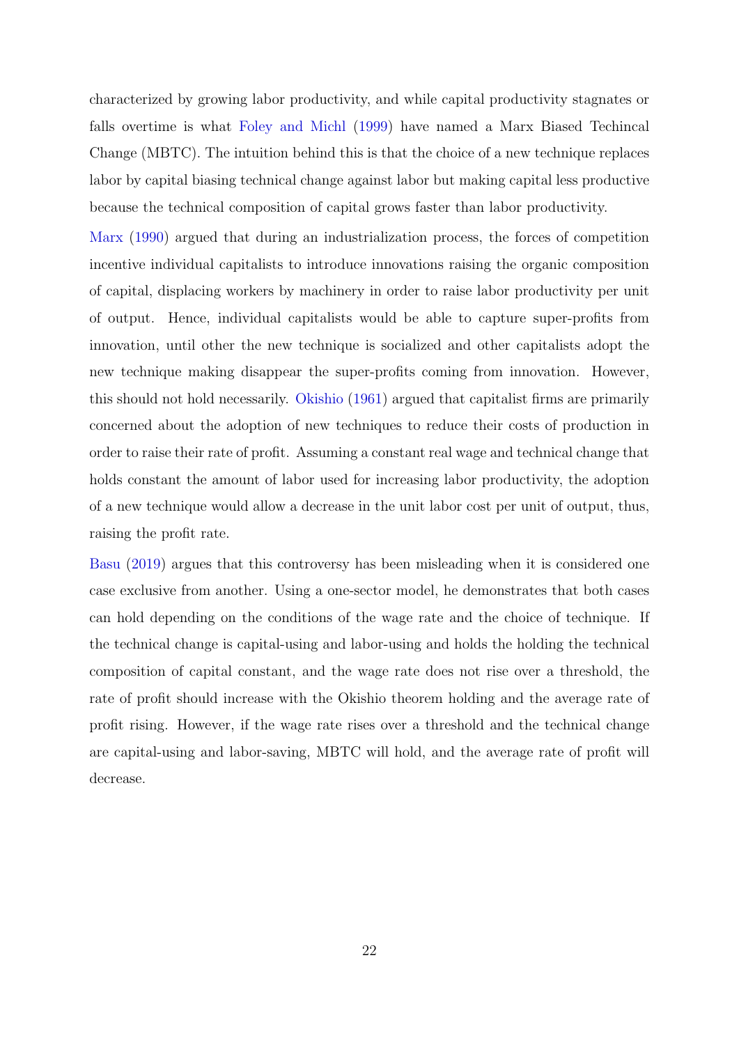characterized by growing labor productivity, and while capital productivity stagnates or falls overtime is what Foley and Michl (1999) have named a Marx Biased Techincal Change (MBTC). The intuition behind this is that the choice of a new technique replaces labor by capital biasing technical change against labor but making capital less productive because the technical composition of capital grows faster than labor productivity.

Marx (1990) argued that during an industrialization process, the forces of competition incentive individual capitalists to introduce innovations raising the organic composition of capital, displacing workers by machinery in order to raise labor productivity per unit of output. Hence, individual capitalists would be able to capture super-profits from innovation, until other the new technique is socialized and other capitalists adopt the new technique making disappear the super-profits coming from innovation. However, this should not hold necessarily. Okishio (1961) argued that capitalist firms are primarily concerned about the adoption of new techniques to reduce their costs of production in order to raise their rate of profit. Assuming a constant real wage and technical change that holds constant the amount of labor used for increasing labor productivity, the adoption of a new technique would allow a decrease in the unit labor cost per unit of output, thus, raising the profit rate.

Basu (2019) argues that this controversy has been misleading when it is considered one case exclusive from another. Using a one-sector model, he demonstrates that both cases can hold depending on the conditions of the wage rate and the choice of technique. If the technical change is capital-using and labor-using and holds the holding the technical composition of capital constant, and the wage rate does not rise over a threshold, the rate of profit should increase with the Okishio theorem holding and the average rate of profit rising. However, if the wage rate rises over a threshold and the technical change are capital-using and labor-saving, MBTC will hold, and the average rate of profit will decrease.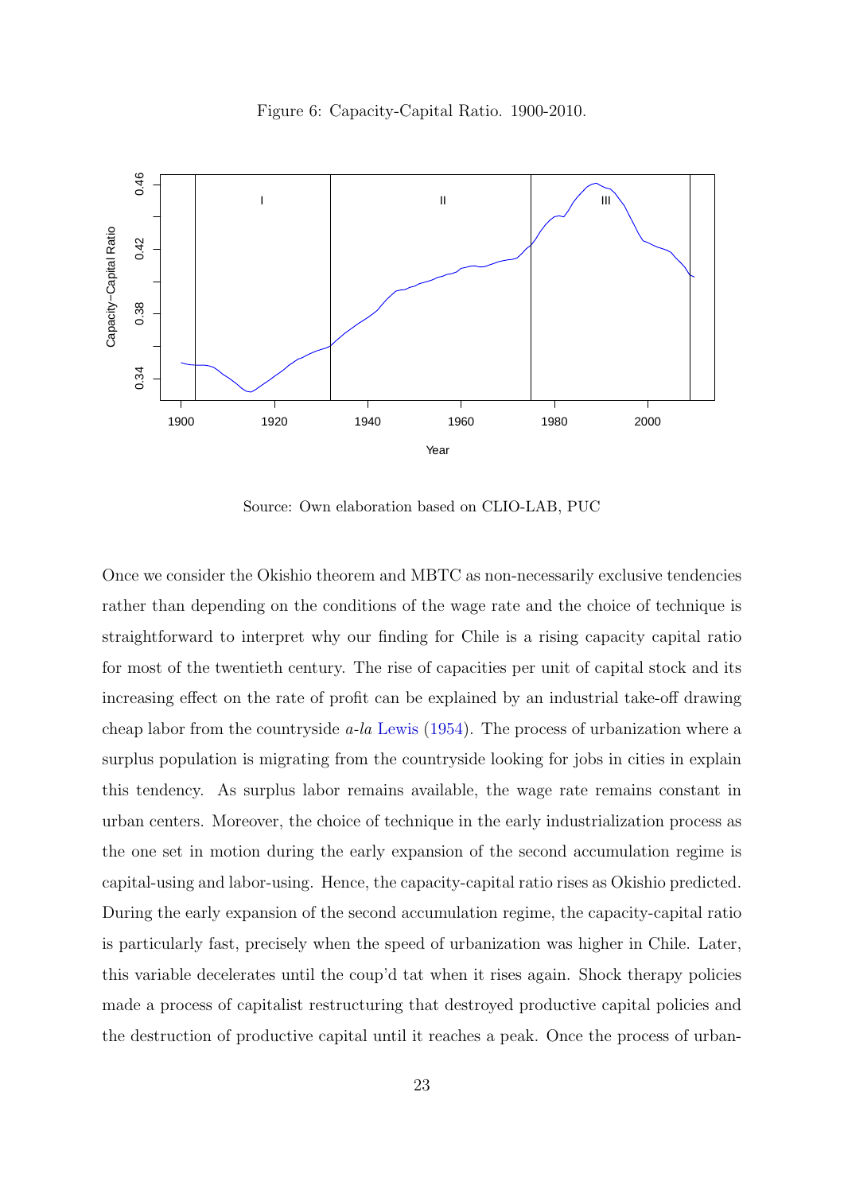Figure 6: Capacity-Capital Ratio. 1900-2010.

Source: Own elaboration based on CLIO-LAB, PUC

Once we consider the Okishio theorem and MBTC as non-necessarily exclusive tendencies rather than depending on the conditions of the wage rate and the choice of technique is straightforward to interpret why our finding for Chile is a rising capacity capital ratio for most of the twentieth century. The rise of capacities per unit of capital stock and its increasing effect on the rate of profit can be explained by an industrial take-off drawing cheap labor from the countryside *a-la* Lewis (1954). The process of urbanization where a surplus population is migrating from the countryside looking for jobs in cities in explain this tendency. As surplus labor remains available, the wage rate remains constant in urban centers. Moreover, the choice of technique in the early industrialization process as the one set in motion during the early expansion of the second accumulation regime is capital-using and labor-using. Hence, the capacity-capital ratio rises as Okishio predicted. During the early expansion of the second accumulation regime, the capacity-capital ratio is particularly fast, precisely when the speed of urbanization was higher in Chile. Later, this variable decelerates until the coup'd tat when it rises again. Shock therapy policies made a process of capitalist restructuring that destroyed productive capital policies and the destruction of productive capital until it reaches a peak. Once the process of urban-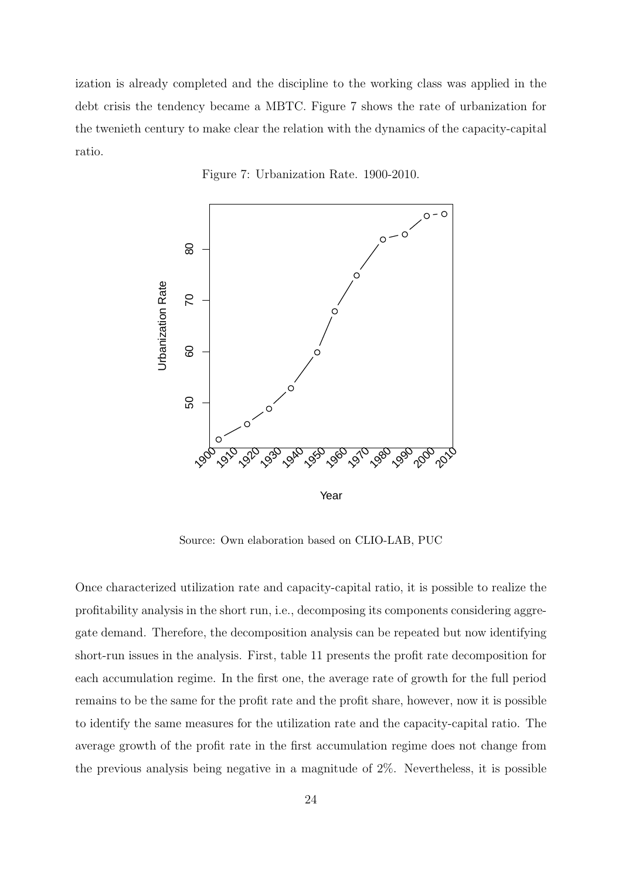ization is already completed and the discipline to the working class was applied in the debt crisis the tendency became a MBTC. Figure 7 shows the rate of urbanization for the twenieth century to make clear the relation with the dynamics of the capacity-capital ratio.

Figure 7: Urbanization Rate. 1900-2010.

Source: Own elaboration based on CLIO-LAB, PUC

Once characterized utilization rate and capacity-capital ratio, it is possible to realize the profitability analysis in the short run, i.e., decomposing its components considering aggregate demand. Therefore, the decomposition analysis can be repeated but now identifying short-run issues in the analysis. First, table 11 presents the profit rate decomposition for each accumulation regime. In the first one, the average rate of growth for the full period remains to be the same for the profit rate and the profit share, however, now it is possible to identify the same measures for the utilization rate and the capacity-capital ratio. The average growth of the profit rate in the first accumulation regime does not change from the previous analysis being negative in a magnitude of 2%. Nevertheless, it is possible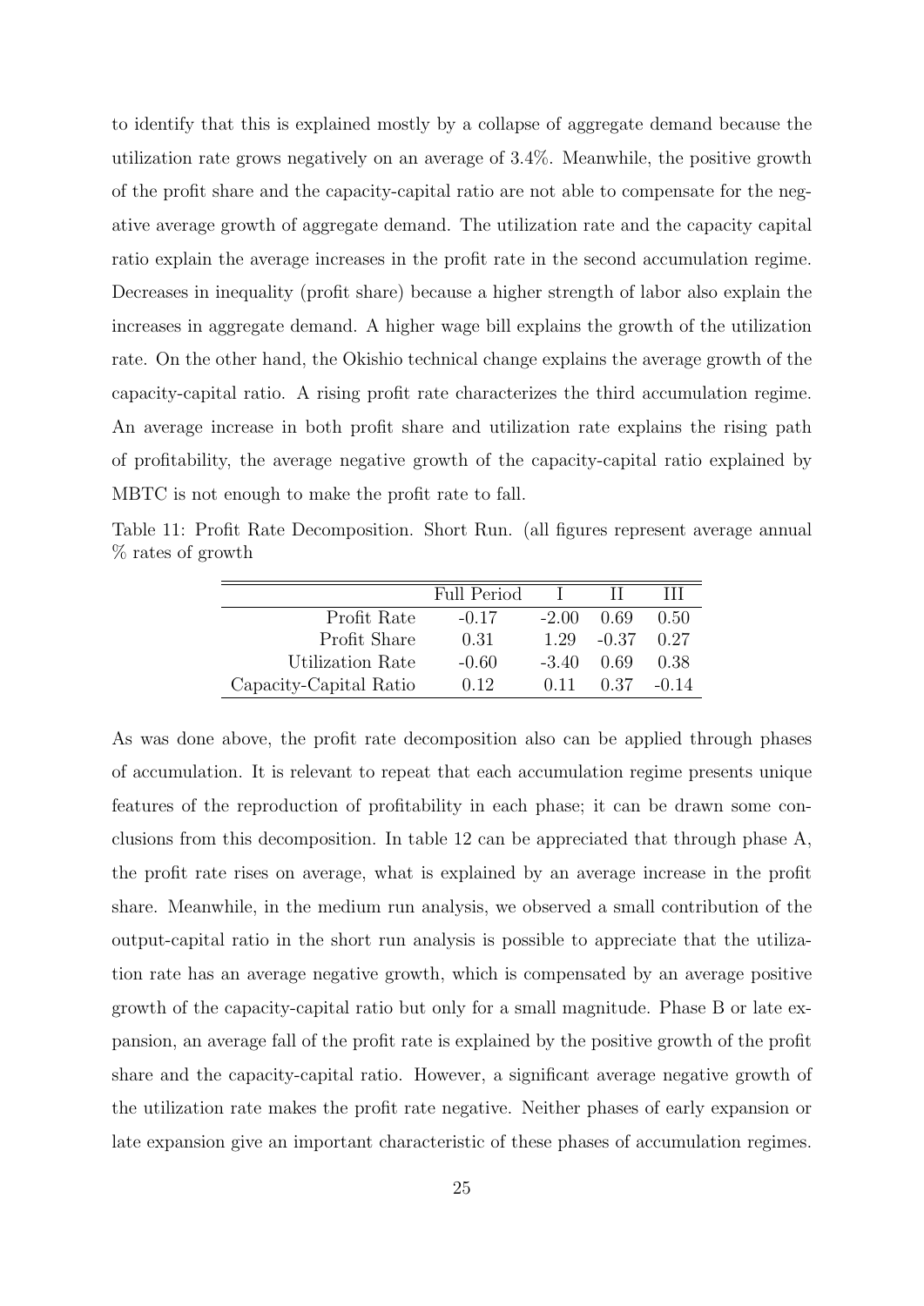to identify that this is explained mostly by a collapse of aggregate demand because the utilization rate grows negatively on an average of 3.4%. Meanwhile, the positive growth of the profit share and the capacity-capital ratio are not able to compensate for the negative average growth of aggregate demand. The utilization rate and the capacity capital ratio explain the average increases in the profit rate in the second accumulation regime. Decreases in inequality (profit share) because a higher strength of labor also explain the increases in aggregate demand. A higher wage bill explains the growth of the utilization rate. On the other hand, the Okishio technical change explains the average growth of the capacity-capital ratio. A rising profit rate characterizes the third accumulation regime. An average increase in both profit share and utilization rate explains the rising path of profitability, the average negative growth of the capacity-capital ratio explained by MBTC is not enough to make the profit rate to fall.

Table 11: Profit Rate Decomposition. Short Run. (all figures represent average annual % rates of growth

| | Full Period | I | II | III |
|---|---|---|---|---|
| Profit Rate | -0.17 | -2.00 | 0.69 | 0.50 |
| Profit Share | 0.31 | 1.29 | -0.37 | 0.27 |
| Utilization Rate | -0.60 | -3.40 | 0.69 | 0.38 |
| Capacity-Capital Ratio | 0.12 | 0.11 | 0.37 | -0.14 |

As was done above, the profit rate decomposition also can be applied through phases of accumulation. It is relevant to repeat that each accumulation regime presents unique features of the reproduction of profitability in each phase; it can be drawn some conclusions from this decomposition. In table 12 can be appreciated that through phase A, the profit rate rises on average, what is explained by an average increase in the profit share. Meanwhile, in the medium run analysis, we observed a small contribution of the output-capital ratio in the short run analysis is possible to appreciate that the utilization rate has an average negative growth, which is compensated by an average positive growth of the capacity-capital ratio but only for a small magnitude. Phase B or late expansion, an average fall of the profit rate is explained by the positive growth of the profit share and the capacity-capital ratio. However, a significant average negative growth of the utilization rate makes the profit rate negative. Neither phases of early expansion or late expansion give an important characteristic of these phases of accumulation regimes.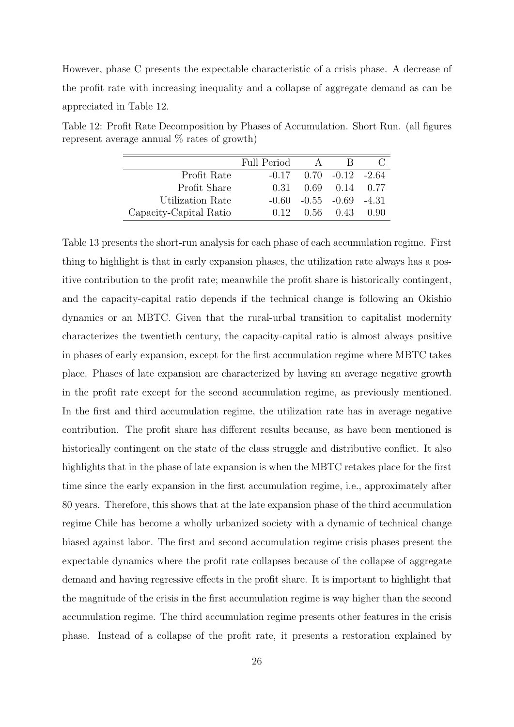However, phase C presents the expectable characteristic of a crisis phase. A decrease of the profit rate with increasing inequality and a collapse of aggregate demand as can be appreciated in Table 12.

Table 12: Profit Rate Decomposition by Phases of Accumulation. Short Run. (all figures represent average annual % rates of growth)

| | Full Period | A | B | C |
|---|---|---|---|---|
| Profit Rate | -0.17 | 0.70 | -0.12 | -2.64 |
| Profit Share | 0.31 | 0.69 | 0.14 | 0.77 |
| Utilization Rate | -0.60 | -0.55 | -0.69 | -4.31 |
| Capacity-Capital Ratio | 0.12 | 0.56 | 0.43 | 0.90 |

Table 13 presents the short-run analysis for each phase of each accumulation regime. First thing to highlight is that in early expansion phases, the utilization rate always has a positive contribution to the profit rate; meanwhile the profit share is historically contingent, and the capacity-capital ratio depends if the technical change is following an Okishio dynamics or an MBTC. Given that the rural-urbal transition to capitalist modernity characterizes the twentieth century, the capacity-capital ratio is almost always positive in phases of early expansion, except for the first accumulation regime where MBTC takes place. Phases of late expansion are characterized by having an average negative growth in the profit rate except for the second accumulation regime, as previously mentioned. In the first and third accumulation regime, the utilization rate has in average negative contribution. The profit share has different results because, as have been mentioned is historically contingent on the state of the class struggle and distributive conflict. It also highlights that in the phase of late expansion is when the MBTC retakes place for the first time since the early expansion in the first accumulation regime, i.e., approximately after 80 years. Therefore, this shows that at the late expansion phase of the third accumulation regime Chile has become a wholly urbanized society with a dynamic of technical change biased against labor. The first and second accumulation regime crisis phases present the expectable dynamics where the profit rate collapses because of the collapse of aggregate demand and having regressive effects in the profit share. It is important to highlight that the magnitude of the crisis in the first accumulation regime is way higher than the second accumulation regime. The third accumulation regime presents other features in the crisis phase. Instead of a collapse of the profit rate, it presents a restoration explained by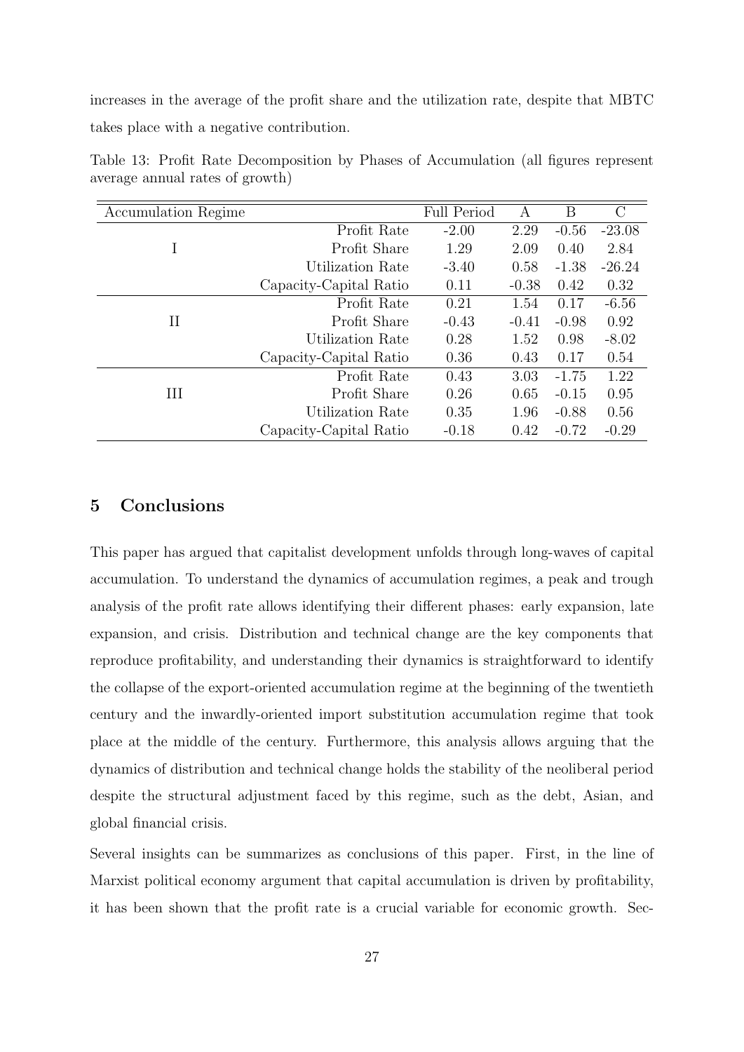increases in the average of the profit share and the utilization rate, despite that MBTC takes place with a negative contribution.

Table 13: Profit Rate Decomposition by Phases of Accumulation (all figures represent average annual rates of growth)

| Accumulation Regime | | Full Period | A | B | C |
|---|---|---|---|---|---|
| I | Profit Rate | -2.00 | 2.29 | -0.56 | -23.08 |
| | Profit Share | 1.29 | 2.09 | 0.40 | 2.84 |
| | Utilization Rate | -3.40 | 0.58 | -1.38 | -26.24 |
| | Capacity-Capital Ratio | 0.11 | -0.38 | 0.42 | 0.32 |
| II | Profit Rate | 0.21 | 1.54 | 0.17 | -6.56 |
| | Profit Share | -0.43 | -0.41 | -0.98 | 0.92 |
| | Utilization Rate | 0.28 | 1.52 | 0.98 | -8.02 |
| | Capacity-Capital Ratio | 0.36 | 0.43 | 0.17 | 0.54 |
| III | Profit Rate | 0.43 | 3.03 | -1.75 | 1.22 |
| | Profit Share | 0.26 | 0.65 | -0.15 | 0.95 |
| | Utilization Rate | 0.35 | 1.96 | -0.88 | 0.56 |
| | Capacity-Capital Ratio | -0.18 | 0.42 | -0.72 | -0.29 |

## 5 Conclusions

This paper has argued that capitalist development unfolds through long-waves of capital accumulation. To understand the dynamics of accumulation regimes, a peak and trough analysis of the profit rate allows identifying their different phases: early expansion, late expansion, and crisis. Distribution and technical change are the key components that reproduce profitability, and understanding their dynamics is straightforward to identify the collapse of the export-oriented accumulation regime at the beginning of the twentieth century and the inwardly-oriented import substitution accumulation regime that took place at the middle of the century. Furthermore, this analysis allows arguing that the dynamics of distribution and technical change holds the stability of the neoliberal period despite the structural adjustment faced by this regime, such as the debt, Asian, and global financial crisis.

Several insights can be summarizes as conclusions of this paper. First, in the line of Marxist political economy argument that capital accumulation is driven by profitability, it has been shown that the profit rate is a crucial variable for economic growth. Sec-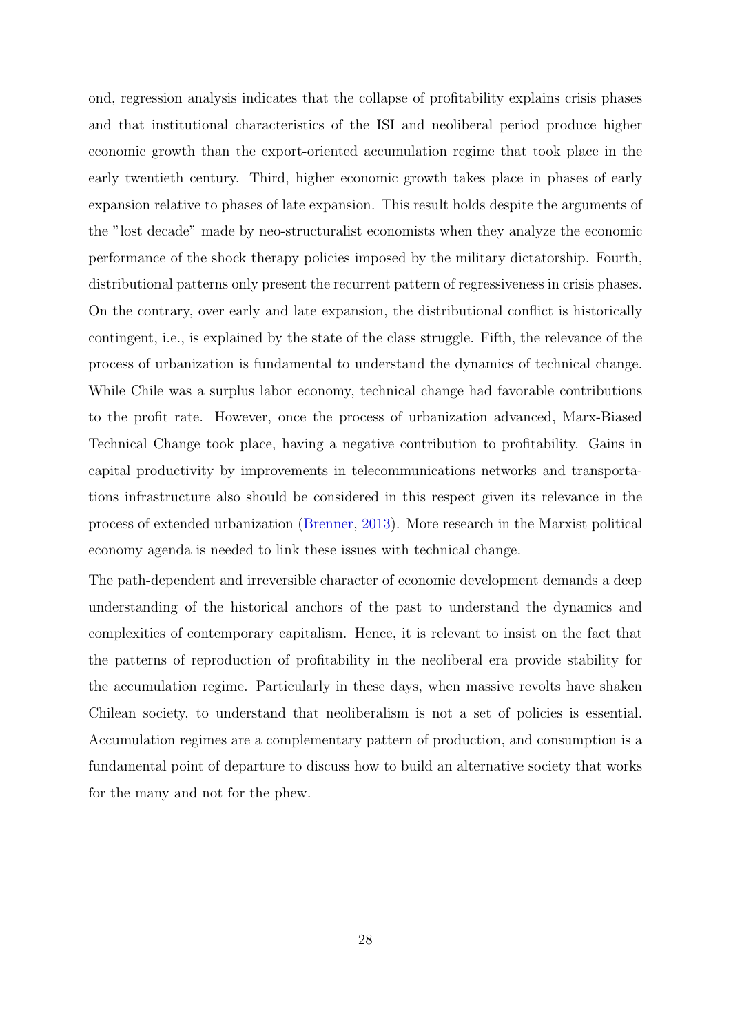ond, regression analysis indicates that the collapse of profitability explains crisis phases and that institutional characteristics of the ISI and neoliberal period produce higher economic growth than the export-oriented accumulation regime that took place in the early twentieth century. Third, higher economic growth takes place in phases of early expansion relative to phases of late expansion. This result holds despite the arguments of the "lost decade" made by neo-structuralist economists when they analyze the economic performance of the shock therapy policies imposed by the military dictatorship. Fourth, distributional patterns only present the recurrent pattern of regressiveness in crisis phases. On the contrary, over early and late expansion, the distributional conflict is historically contingent, i.e., is explained by the state of the class struggle. Fifth, the relevance of the process of urbanization is fundamental to understand the dynamics of technical change. While Chile was a surplus labor economy, technical change had favorable contributions to the profit rate. However, once the process of urbanization advanced, Marx-Biased Technical Change took place, having a negative contribution to profitability. Gains in capital productivity by improvements in telecommunications networks and transportations infrastructure also should be considered in this respect given its relevance in the process of extended urbanization (Brenner, 2013). More research in the Marxist political economy agenda is needed to link these issues with technical change.

The path-dependent and irreversible character of economic development demands a deep understanding of the historical anchors of the past to understand the dynamics and complexities of contemporary capitalism. Hence, it is relevant to insist on the fact that the patterns of reproduction of profitability in the neoliberal era provide stability for the accumulation regime. Particularly in these days, when massive revolts have shaken Chilean society, to understand that neoliberalism is not a set of policies is essential. Accumulation regimes are a complementary pattern of production, and consumption is a fundamental point of departure to discuss how to build an alternative society that works for the many and not for the phew.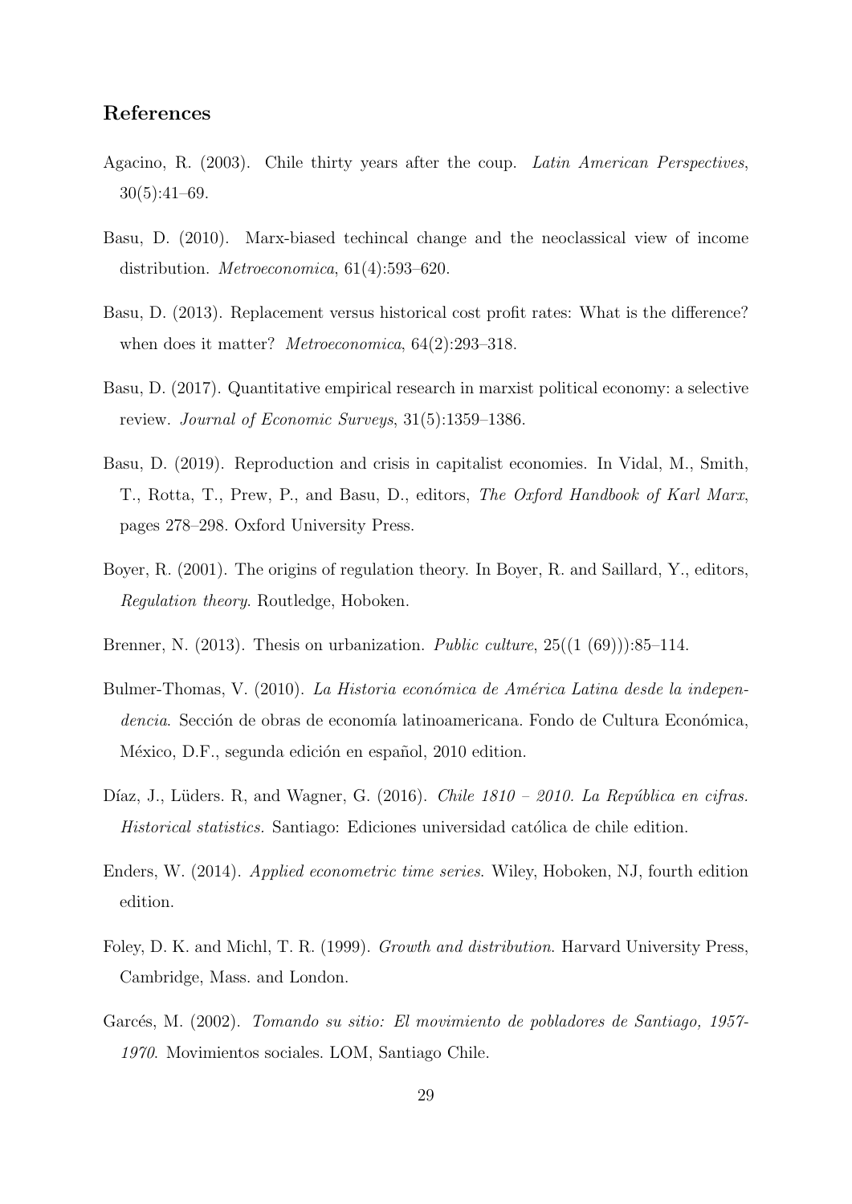## References

Agacino, R. (2003). Chile thirty years after the coup. *Latin American Perspectives*, 30(5):41–69.

Basu, D. (2010). Marx-biased techincal change and the neoclassical view of income distribution. *Metroeconomica*, 61(4):593–620.

Basu, D. (2013). Replacement versus historical cost profit rates: What is the difference? when does it matter? *Metroeconomica*, 64(2):293–318.

Basu, D. (2017). Quantitative empirical research in marxist political economy: a selective review. *Journal of Economic Surveys*, 31(5):1359–1386.

Basu, D. (2019). Reproduction and crisis in capitalist economies. In Vidal, M., Smith, T., Rotta, T., Prew, P., and Basu, D., editors, *The Oxford Handbook of Karl Marx*, pages 278–298. Oxford University Press.

Boyer, R. (2001). The origins of regulation theory. In Boyer, R. and Saillard, Y., editors, *Regulation theory*. Routledge, Hoboken.

Brenner, N. (2013). Thesis on urbanization. *Public culture*, 25((1 (69))):85–114.

Bulmer-Thomas, V. (2010). *La Historia económica de América Latina desde la independencia*. Sección de obras de economía latinoamericana. Fondo de Cultura Económica, México, D.F., segunda edición en español, 2010 edition.

Díaz, J., Lüders. R, and Wagner, G. (2016). *Chile 1810 – 2010. La República en cifras. Historical statistics*. Santiago: Ediciones universidad católica de chile edition.

Enders, W. (2014). *Applied econometric time series*. Wiley, Hoboken, NJ, fourth edition edition.

Foley, D. K. and Michl, T. R. (1999). *Growth and distribution*. Harvard University Press, Cambridge, Mass. and London.

Garcés, M. (2002). *Tomando su sitio: El movimiento de pobladores de Santiago, 1957-1970*. Movimientos sociales. LOM, Santiago Chile.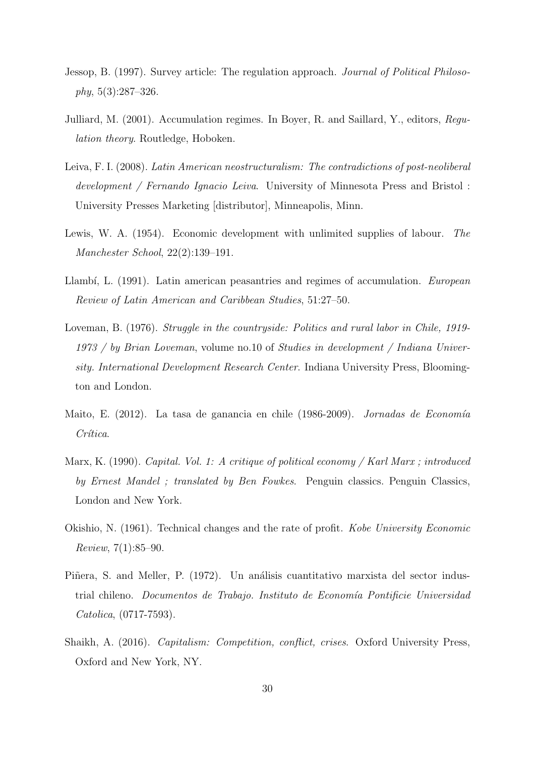Jessop, B. (1997). Survey article: The regulation approach. *Journal of Political Philosophy*, 5(3):287–326.

Julliard, M. (2001). Accumulation regimes. In Boyer, R. and Saillard, Y., editors, *Regulation theory*. Routledge, Hoboken.

Leiva, F. I. (2008). *Latin American neostructuralism: The contradictions of post-neoliberal development / Fernando Ignacio Leiva*. University of Minnesota Press and Bristol : University Presses Marketing [distributor], Minneapolis, Minn.

Lewis, W. A. (1954). Economic development with unlimited supplies of labour. *The Manchester School*, 22(2):139–191.

Llambí, L. (1991). Latin american peasantries and regimes of accumulation. *European Review of Latin American and Caribbean Studies*, 51:27–50.

Loveman, B. (1976). *Struggle in the countryside: Politics and rural labor in Chile, 1919-1973 / by Brian Loveman*, volume no.10 of *Studies in development / Indiana University. International Development Research Center*. Indiana University Press, Bloomington and London.

Maito, E. (2012). La tasa de ganancia en chile (1986-2009). *Jornadas de Economía Crítica*.

Marx, K. (1990). *Capital. Vol. 1: A critique of political economy / Karl Marx ; introduced by Ernest Mandel ; translated by Ben Fowkes*. Penguin classics. Penguin Classics, London and New York.

Okishio, N. (1961). Technical changes and the rate of profit. *Kobe University Economic Review*, 7(1):85–90.

Piñera, S. and Meller, P. (1972). Un análisis cuantitativo marxista del sector industrial chileno. *Documentos de Trabajo. Instituto de Economía Pontificie Universidad Catolica*, (0717-7593).

Shaikh, A. (2016). *Capitalism: Competition, conflict, crises*. Oxford University Press, Oxford and New York, NY.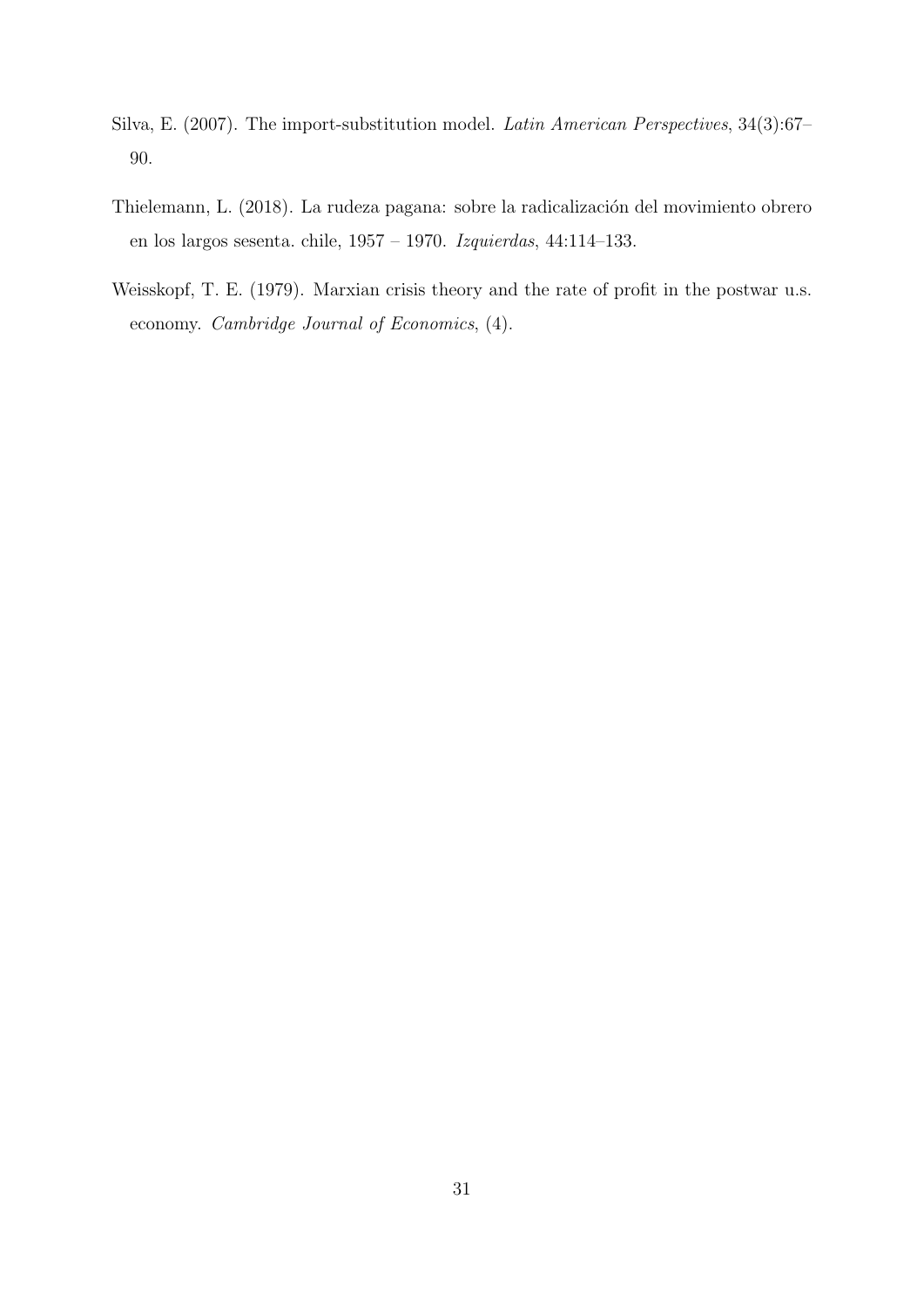Silva, E. (2007). The import-substitution model. *Latin American Perspectives*, 34(3):67–90.

Thielemann, L. (2018). La rudeza pagana: sobre la radicalización del movimiento obrero en los largos sesenta. chile, 1957 – 1970. *Izquierdas*, 44:114–133.

Weisskopf, T. E. (1979). Marxian crisis theory and the rate of profit in the postwar u.s. economy. *Cambridge Journal of Economics*, (4).